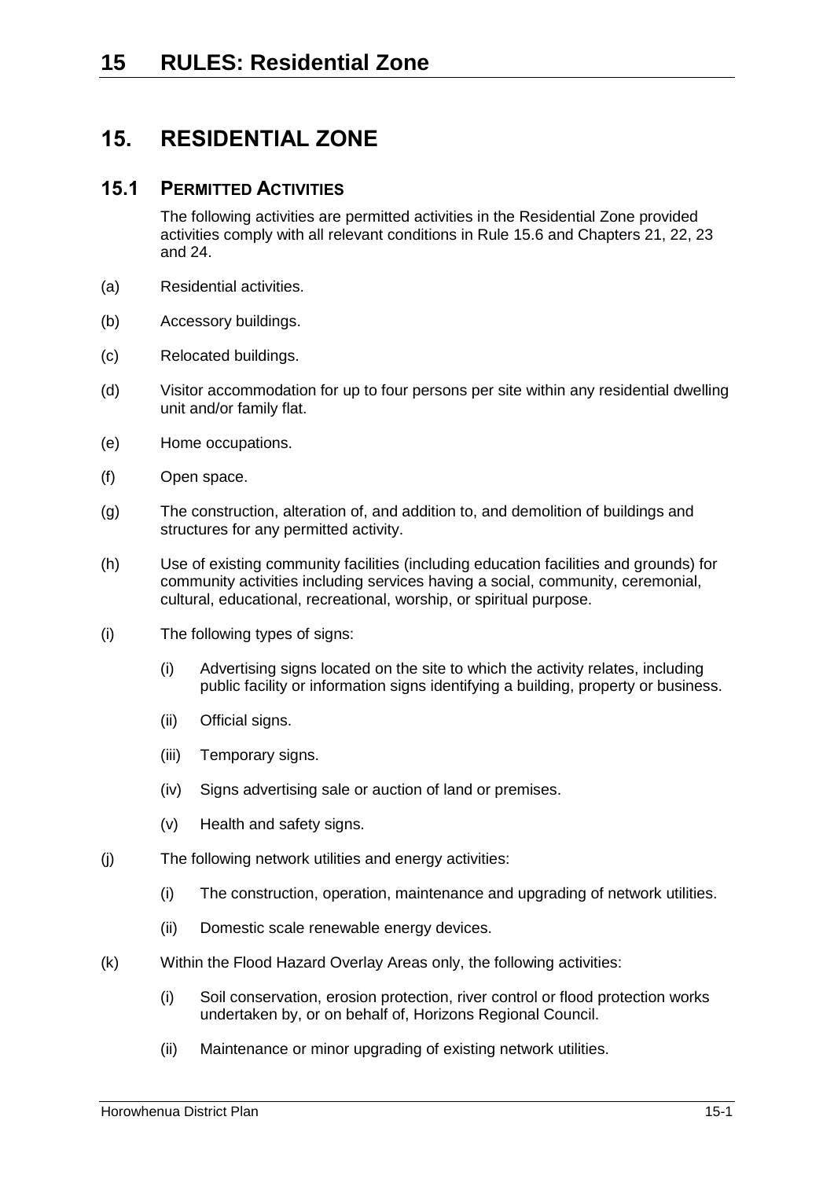# 15. RESIDENTIAL ZONE

## 15.1 PERMITTED ACTIVITIES

The following activities are permitted activities in the Residential Zone provided activities comply with all relevant conditions in Rule 15.6 and Chapters 21, 22, 23 and 24.

(a) Residential activities.

(b) Accessory buildings.

(c) Relocated buildings.

(d) Visitor accommodation for up to four persons per site within any residential dwelling unit and/or family flat.

(e) Home occupations.

(f) Open space.

(g) The construction, alteration of, and addition to, and demolition of buildings and structures for any permitted activity.

(h) Use of existing community facilities (including education facilities and grounds) for community activities including services having a social, community, ceremonial, cultural, educational, recreational, worship, or spiritual purpose.

(i) The following types of signs:

- (i) Advertising signs located on the site to which the activity relates, including public facility or information signs identifying a building, property or business.
- (ii) Official signs.
- (iii) Temporary signs.
- (iv) Signs advertising sale or auction of land or premises.
- (v) Health and safety signs.

(j) The following network utilities and energy activities:

- (i) The construction, operation, maintenance and upgrading of network utilities.
- (ii) Domestic scale renewable energy devices.

(k) Within the Flood Hazard Overlay Areas only, the following activities:

- (i) Soil conservation, erosion protection, river control or flood protection works undertaken by, or on behalf of, Horizons Regional Council.
- (ii) Maintenance or minor upgrading of existing network utilities.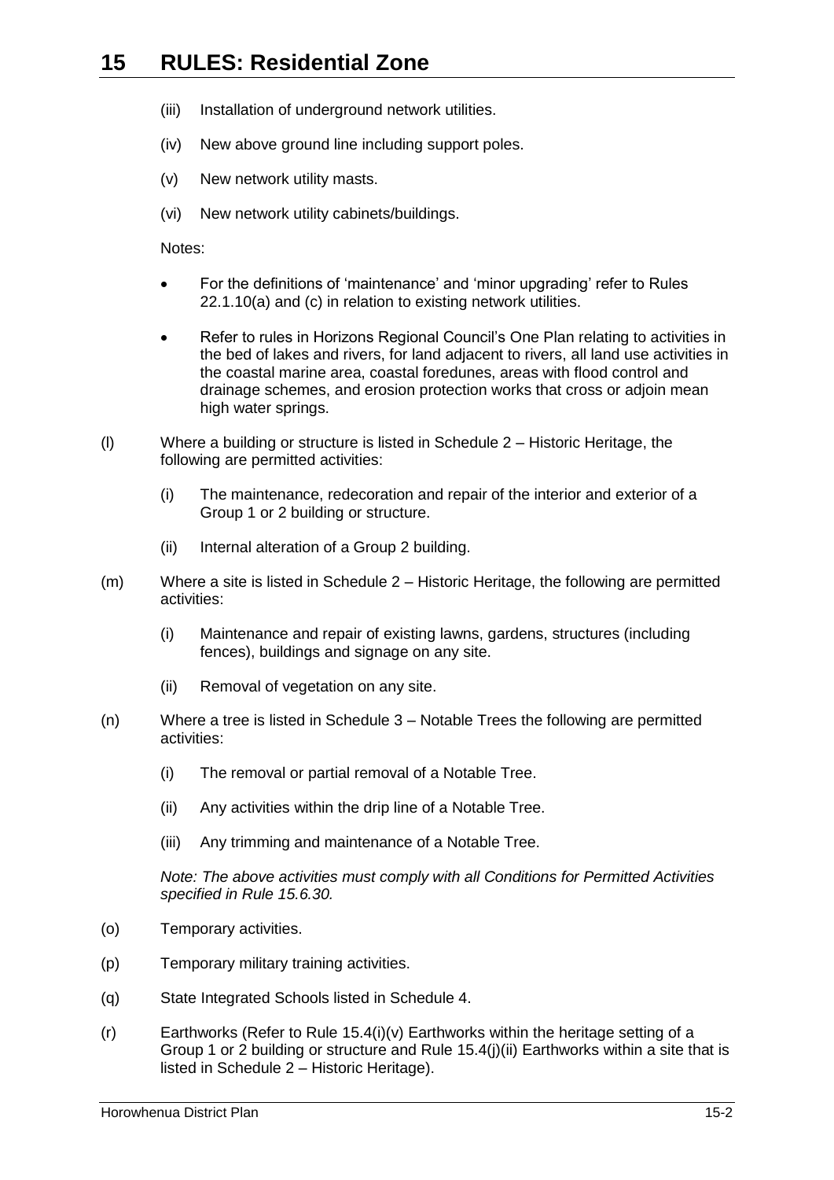- (iii) Installation of underground network utilities.
- (iv) New above ground line including support poles.
- (v) New network utility masts.
- (vi) New network utility cabinets/buildings.

Notes:

- For the definitions of 'maintenance' and 'minor upgrading' refer to Rules 22.1.10(a) and (c) in relation to existing network utilities.
- Refer to rules in Horizons Regional Council's One Plan relating to activities in the bed of lakes and rivers, for land adjacent to rivers, all land use activities in the coastal marine area, coastal foredunes, areas with flood control and drainage schemes, and erosion protection works that cross or adjoin mean high water springs.

(l) Where a building or structure is listed in Schedule 2 – Historic Heritage, the following are permitted activities:

- (i) The maintenance, redecoration and repair of the interior and exterior of a Group 1 or 2 building or structure.
- (ii) Internal alteration of a Group 2 building.

(m) Where a site is listed in Schedule 2 – Historic Heritage, the following are permitted activities:

- (i) Maintenance and repair of existing lawns, gardens, structures (including fences), buildings and signage on any site.
- (ii) Removal of vegetation on any site.

(n) Where a tree is listed in Schedule 3 – Notable Trees the following are permitted activities:

- (i) The removal or partial removal of a Notable Tree.
- (ii) Any activities within the drip line of a Notable Tree.
- (iii) Any trimming and maintenance of a Notable Tree.

*Note: The above activities must comply with all Conditions for Permitted Activities specified in Rule 15.6.30.*

(o) Temporary activities.

(p) Temporary military training activities.

(q) State Integrated Schools listed in Schedule 4.

(r) Earthworks (Refer to Rule 15.4(i)(v) Earthworks within the heritage setting of a Group 1 or 2 building or structure and Rule 15.4(j)(ii) Earthworks within a site that is listed in Schedule 2 – Historic Heritage).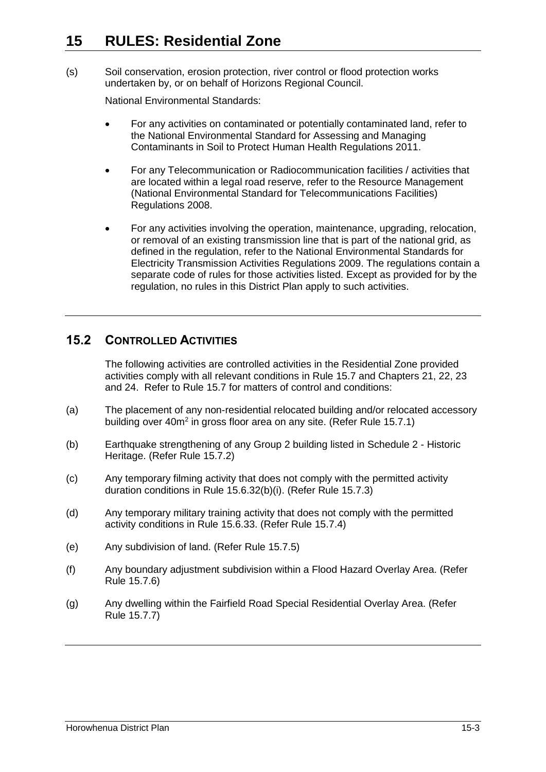(s) Soil conservation, erosion protection, river control or flood protection works undertaken by, or on behalf of Horizons Regional Council.

National Environmental Standards:

- For any activities on contaminated or potentially contaminated land, refer to the National Environmental Standard for Assessing and Managing Contaminants in Soil to Protect Human Health Regulations 2011.
- For any Telecommunication or Radiocommunication facilities / activities that are located within a legal road reserve, refer to the Resource Management (National Environmental Standard for Telecommunications Facilities) Regulations 2008.
- For any activities involving the operation, maintenance, upgrading, relocation, or removal of an existing transmission line that is part of the national grid, as defined in the regulation, refer to the National Environmental Standards for Electricity Transmission Activities Regulations 2009. The regulations contain a separate code of rules for those activities listed. Except as provided for by the regulation, no rules in this District Plan apply to such activities.

## 15.2 CONTROLLED ACTIVITIES

The following activities are controlled activities in the Residential Zone provided activities comply with all relevant conditions in Rule 15.7 and Chapters 21, 22, 23 and 24. Refer to Rule 15.7 for matters of control and conditions:

(a) The placement of any non-residential relocated building and/or relocated accessory building over 40m$^2$ in gross floor area on any site. (Refer Rule 15.7.1)

(b) Earthquake strengthening of any Group 2 building listed in Schedule 2 - Historic Heritage. (Refer Rule 15.7.2)

(c) Any temporary filming activity that does not comply with the permitted activity duration conditions in Rule 15.6.32(b)(i). (Refer Rule 15.7.3)

(d) Any temporary military training activity that does not comply with the permitted activity conditions in Rule 15.6.33. (Refer Rule 15.7.4)

(e) Any subdivision of land. (Refer Rule 15.7.5)

(f) Any boundary adjustment subdivision within a Flood Hazard Overlay Area. (Refer Rule 15.7.6)

(g) Any dwelling within the Fairfield Road Special Residential Overlay Area. (Refer Rule 15.7.7)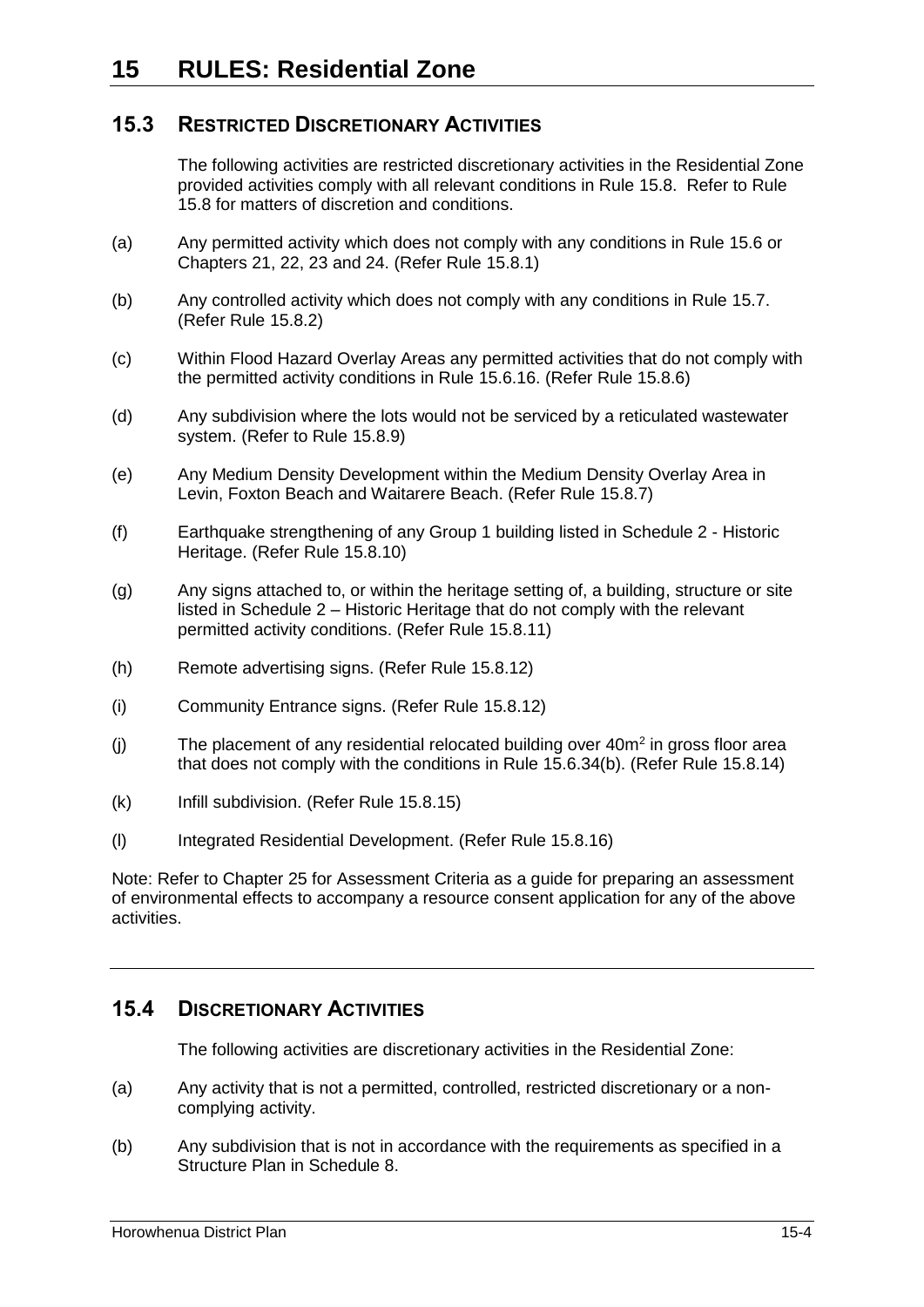# 15 RULES: Residential Zone

## 15.3 RESTRICTED DISCRETIONARY ACTIVITIES

The following activities are restricted discretionary activities in the Residential Zone provided activities comply with all relevant conditions in Rule 15.8. Refer to Rule 15.8 for matters of discretion and conditions.

(a) Any permitted activity which does not comply with any conditions in Rule 15.6 or Chapters 21, 22, 23 and 24. (Refer Rule 15.8.1)

(b) Any controlled activity which does not comply with any conditions in Rule 15.7. (Refer Rule 15.8.2)

(c) Within Flood Hazard Overlay Areas any permitted activities that do not comply with the permitted activity conditions in Rule 15.6.16. (Refer Rule 15.8.6)

(d) Any subdivision where the lots would not be serviced by a reticulated wastewater system. (Refer to Rule 15.8.9)

(e) Any Medium Density Development within the Medium Density Overlay Area in Levin, Foxton Beach and Waitarere Beach. (Refer Rule 15.8.7)

(f) Earthquake strengthening of any Group 1 building listed in Schedule 2 - Historic Heritage. (Refer Rule 15.8.10)

(g) Any signs attached to, or within the heritage setting of, a building, structure or site listed in Schedule 2 – Historic Heritage that do not comply with the relevant permitted activity conditions. (Refer Rule 15.8.11)

(h) Remote advertising signs. (Refer Rule 15.8.12)

(i) Community Entrance signs. (Refer Rule 15.8.12)

(j) The placement of any residential relocated building over 40m$^2$ in gross floor area that does not comply with the conditions in Rule 15.6.34(b). (Refer Rule 15.8.14)

(k) Infill subdivision. (Refer Rule 15.8.15)

(l) Integrated Residential Development. (Refer Rule 15.8.16)

Note: Refer to Chapter 25 for Assessment Criteria as a guide for preparing an assessment of environmental effects to accompany a resource consent application for any of the above activities.

## 15.4 DISCRETIONARY ACTIVITIES

The following activities are discretionary activities in the Residential Zone:

(a) Any activity that is not a permitted, controlled, restricted discretionary or a non-complying activity.

(b) Any subdivision that is not in accordance with the requirements as specified in a Structure Plan in Schedule 8.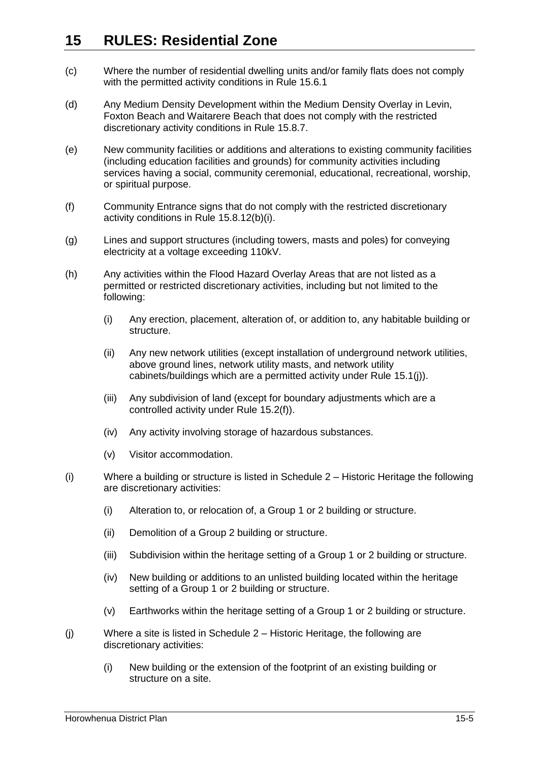(c) Where the number of residential dwelling units and/or family flats does not comply with the permitted activity conditions in Rule 15.6.1

(d) Any Medium Density Development within the Medium Density Overlay in Levin, Foxton Beach and Waitarere Beach that does not comply with the restricted discretionary activity conditions in Rule 15.8.7.

(e) New community facilities or additions and alterations to existing community facilities (including education facilities and grounds) for community activities including services having a social, community ceremonial, educational, recreational, worship, or spiritual purpose.

(f) Community Entrance signs that do not comply with the restricted discretionary activity conditions in Rule 15.8.12(b)(i).

(g) Lines and support structures (including towers, masts and poles) for conveying electricity at a voltage exceeding 110kV.

(h) Any activities within the Flood Hazard Overlay Areas that are not listed as a permitted or restricted discretionary activities, including but not limited to the following:

  (i) Any erection, placement, alteration of, or addition to, any habitable building or structure.

  (ii) Any new network utilities (except installation of underground network utilities, above ground lines, network utility masts, and network utility cabinets/buildings which are a permitted activity under Rule 15.1(j)).

  (iii) Any subdivision of land (except for boundary adjustments which are a controlled activity under Rule 15.2(f)).

  (iv) Any activity involving storage of hazardous substances.

  (v) Visitor accommodation.

(i) Where a building or structure is listed in Schedule 2 – Historic Heritage the following are discretionary activities:

  (i) Alteration to, or relocation of, a Group 1 or 2 building or structure.

  (ii) Demolition of a Group 2 building or structure.

  (iii) Subdivision within the heritage setting of a Group 1 or 2 building or structure.

  (iv) New building or additions to an unlisted building located within the heritage setting of a Group 1 or 2 building or structure.

  (v) Earthworks within the heritage setting of a Group 1 or 2 building or structure.

(j) Where a site is listed in Schedule 2 – Historic Heritage, the following are discretionary activities:

  (i) New building or the extension of the footprint of an existing building or structure on a site.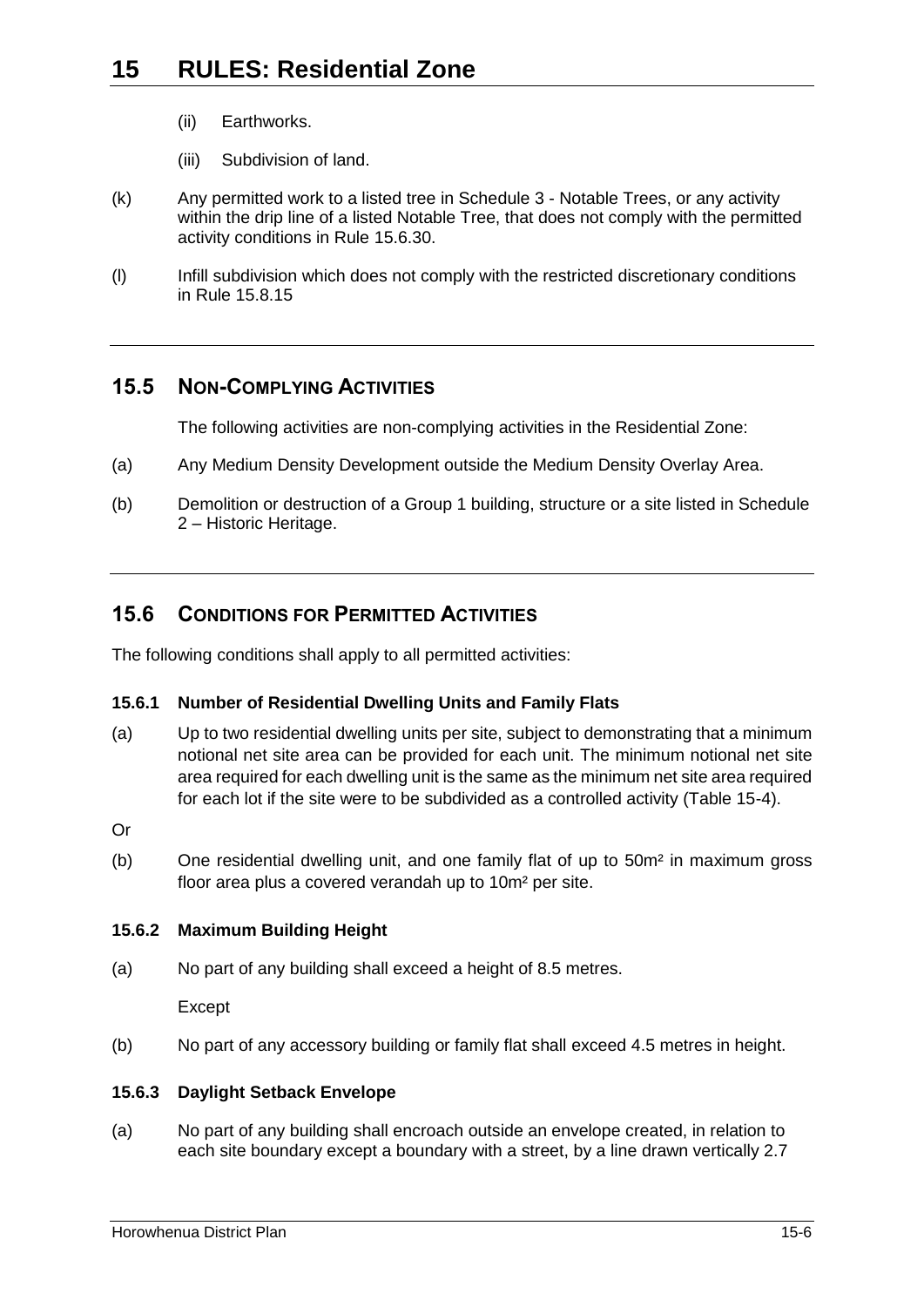(ii) Earthworks.

(iii) Subdivision of land.

(k) Any permitted work to a listed tree in Schedule 3 - Notable Trees, or any activity within the drip line of a listed Notable Tree, that does not comply with the permitted activity conditions in Rule 15.6.30.

(l) Infill subdivision which does not comply with the restricted discretionary conditions in Rule 15.8.15

## 15.5 NON-COMPLYING ACTIVITIES

The following activities are non-complying activities in the Residential Zone:

(a) Any Medium Density Development outside the Medium Density Overlay Area.

(b) Demolition or destruction of a Group 1 building, structure or a site listed in Schedule 2 – Historic Heritage.

## 15.6 CONDITIONS FOR PERMITTED ACTIVITIES

The following conditions shall apply to all permitted activities:

### 15.6.1 Number of Residential Dwelling Units and Family Flats

(a) Up to two residential dwelling units per site, subject to demonstrating that a minimum notional net site area can be provided for each unit. The minimum notional net site area required for each dwelling unit is the same as the minimum net site area required for each lot if the site were to be subdivided as a controlled activity (Table 15-4).

Or

(b) One residential dwelling unit, and one family flat of up to 50m² in maximum gross floor area plus a covered verandah up to 10m² per site.

### 15.6.2 Maximum Building Height

(a) No part of any building shall exceed a height of 8.5 metres.

Except

(b) No part of any accessory building or family flat shall exceed 4.5 metres in height.

### 15.6.3 Daylight Setback Envelope

(a) No part of any building shall encroach outside an envelope created, in relation to each site boundary except a boundary with a street, by a line drawn vertically 2.7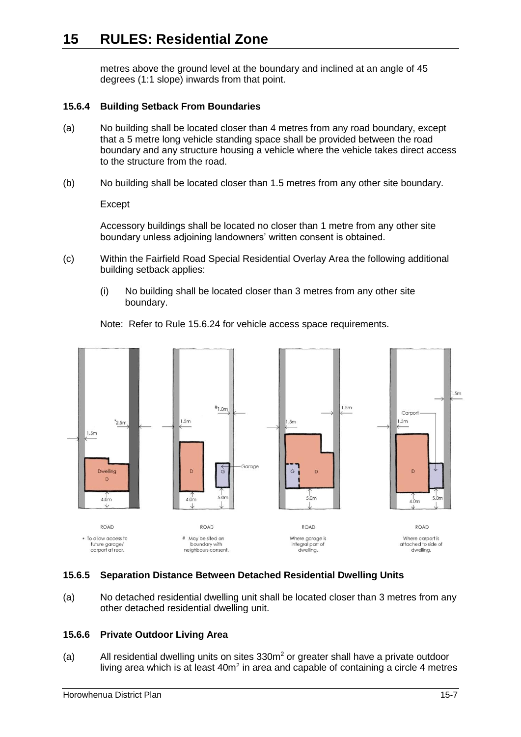metres above the ground level at the boundary and inclined at an angle of 45 degrees (1:1 slope) inwards from that point.

### 15.6.4 Building Setback From Boundaries

(a) No building shall be located closer than 4 metres from any road boundary, except that a 5 metre long vehicle standing space shall be provided between the road boundary and any structure housing a vehicle where the vehicle takes direct access to the structure from the road.

(b) No building shall be located closer than 1.5 metres from any other site boundary.

Except

Accessory buildings shall be located no closer than 1 metre from any other site boundary unless adjoining landowners' written consent is obtained.

(c) Within the Fairfield Road Special Residential Overlay Area the following additional building setback applies:

(i) No building shall be located closer than 3 metres from any other site boundary.

Note: Refer to Rule 15.6.24 for vehicle access space requirements.

\* To allow access to future garage/ carport at rear.

\# May be sited on boundary with neighbours consent.

Where garage is integral part of dwelling.

Where carport is attached to side of dwelling.

### 15.6.5 Separation Distance Between Detached Residential Dwelling Units

(a) No detached residential dwelling unit shall be located closer than 3 metres from any other detached residential dwelling unit.

### 15.6.6 Private Outdoor Living Area

(a) All residential dwelling units on sites $330m^2$ or greater shall have a private outdoor living area which is at least $40m^2$ in area and capable of containing a circle 4 metres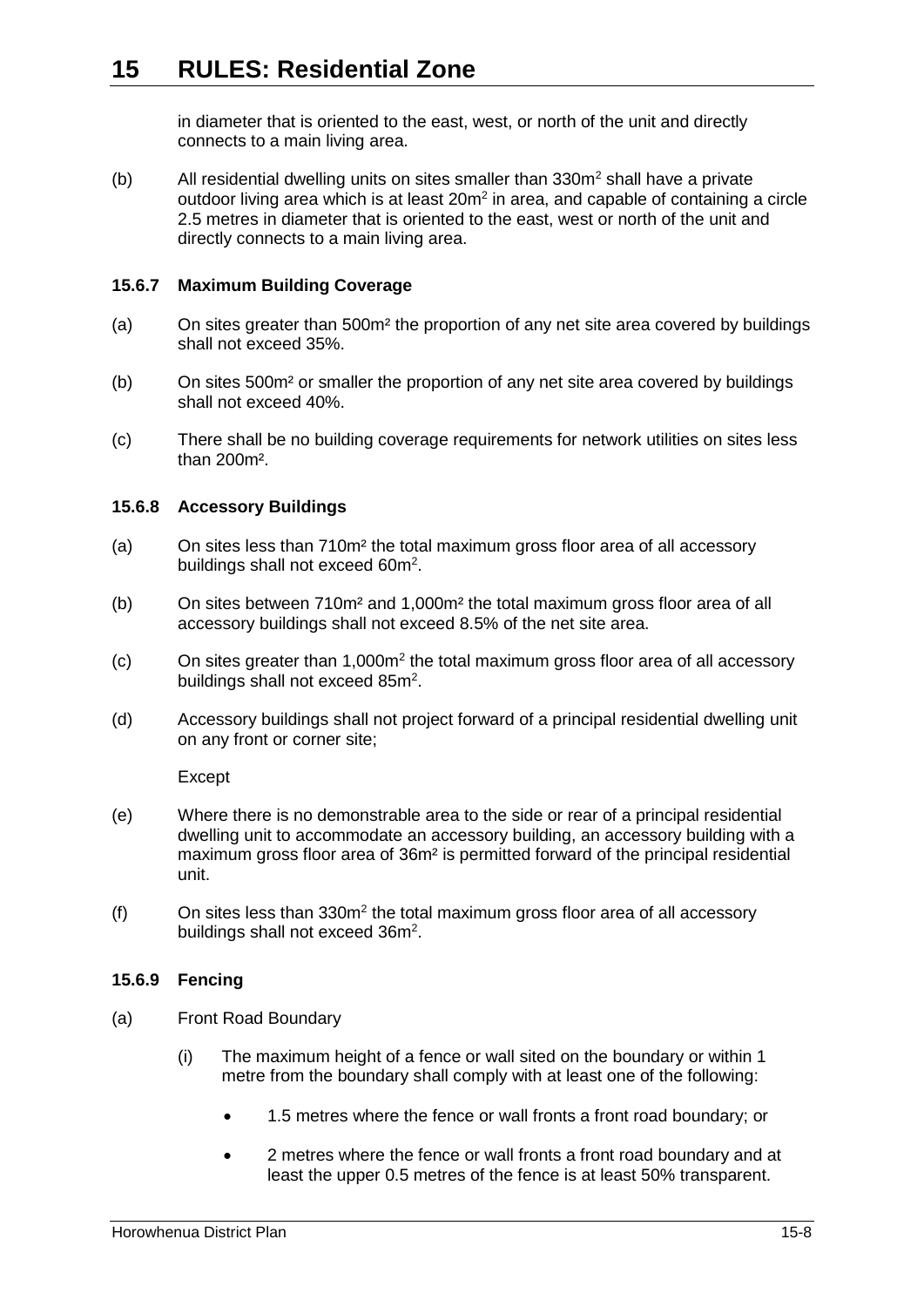in diameter that is oriented to the east, west, or north of the unit and directly connects to a main living area.

(b) All residential dwelling units on sites smaller than 330m$^2$ shall have a private outdoor living area which is at least 20m$^2$ in area, and capable of containing a circle 2.5 metres in diameter that is oriented to the east, west or north of the unit and directly connects to a main living area.

### 15.6.7 Maximum Building Coverage

(a) On sites greater than 500m$^2$ the proportion of any net site area covered by buildings shall not exceed 35%.

(b) On sites 500m$^2$ or smaller the proportion of any net site area covered by buildings shall not exceed 40%.

(c) There shall be no building coverage requirements for network utilities on sites less than 200m$^2$.

### 15.6.8 Accessory Buildings

(a) On sites less than 710m$^2$ the total maximum gross floor area of all accessory buildings shall not exceed 60m$^2$.

(b) On sites between 710m$^2$ and 1,000m$^2$ the total maximum gross floor area of all accessory buildings shall not exceed 8.5% of the net site area.

(c) On sites greater than 1,000m$^2$ the total maximum gross floor area of all accessory buildings shall not exceed 85m$^2$.

(d) Accessory buildings shall not project forward of a principal residential dwelling unit on any front or corner site;

Except

(e) Where there is no demonstrable area to the side or rear of a principal residential dwelling unit to accommodate an accessory building, an accessory building with a maximum gross floor area of 36m$^2$ is permitted forward of the principal residential unit.

(f) On sites less than 330m$^2$ the total maximum gross floor area of all accessory buildings shall not exceed 36m$^2$.

### 15.6.9 Fencing

(a) Front Road Boundary

(i) The maximum height of a fence or wall sited on the boundary or within 1 metre from the boundary shall comply with at least one of the following:

- 1.5 metres where the fence or wall fronts a front road boundary; or
- 2 metres where the fence or wall fronts a front road boundary and at least the upper 0.5 metres of the fence is at least 50% transparent.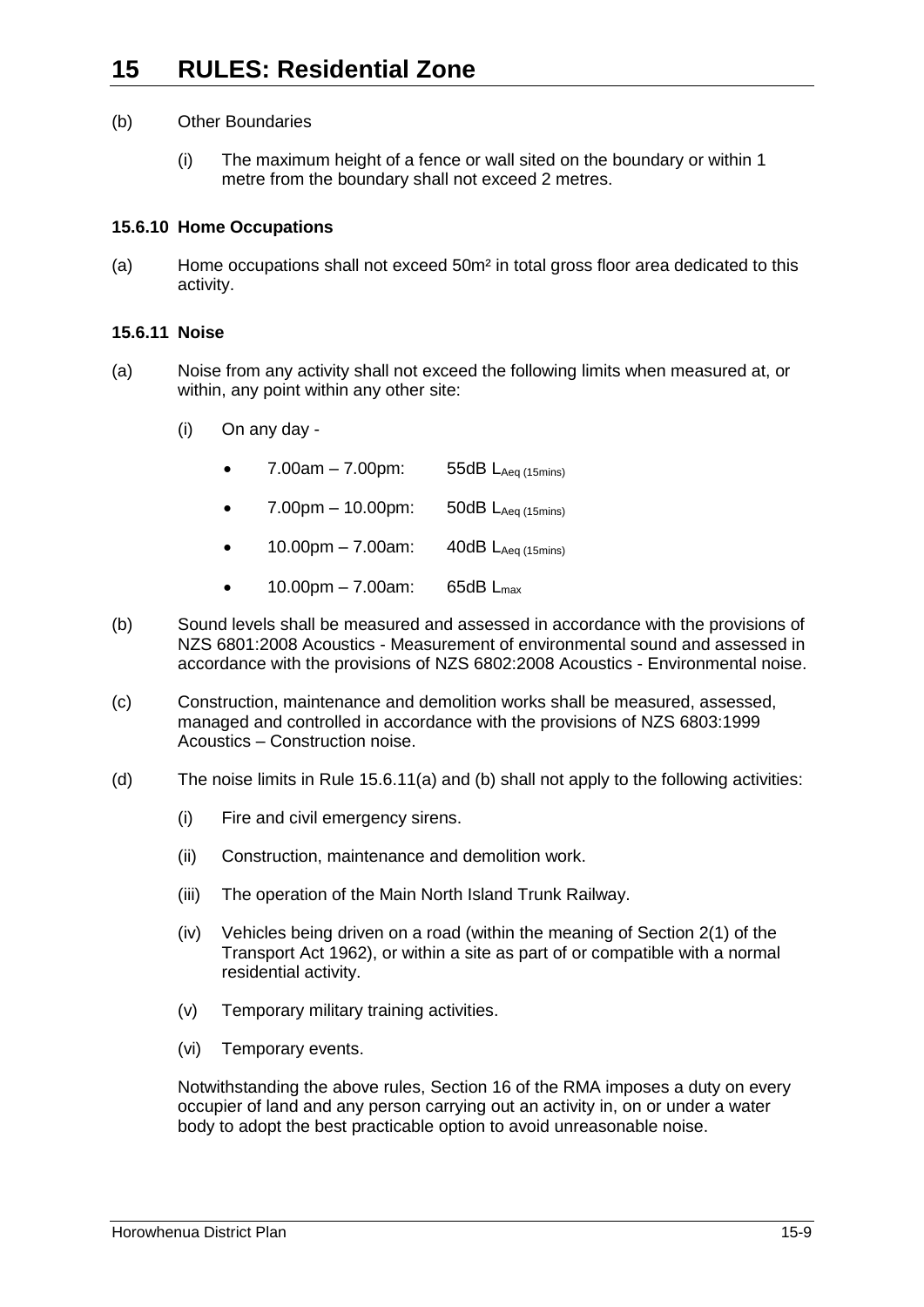(b) Other Boundaries

  (i) The maximum height of a fence or wall sited on the boundary or within 1 metre from the boundary shall not exceed 2 metres.

### 15.6.10 Home Occupations

(a) Home occupations shall not exceed 50m² in total gross floor area dedicated to this activity.

### 15.6.11 Noise

(a) Noise from any activity shall not exceed the following limits when measured at, or within, any point within any other site:

  (i) On any day -

  - 7.00am – 7.00pm: 55dB $L_{Aeq\ (15mins)}$
  - 7.00pm – 10.00pm: 50dB $L_{Aeq\ (15mins)}$
  - 10.00pm – 7.00am: 40dB $L_{Aeq\ (15mins)}$
  - 10.00pm – 7.00am: 65dB $L_{max}$

(b) Sound levels shall be measured and assessed in accordance with the provisions of NZS 6801:2008 Acoustics - Measurement of environmental sound and assessed in accordance with the provisions of NZS 6802:2008 Acoustics - Environmental noise.

(c) Construction, maintenance and demolition works shall be measured, assessed, managed and controlled in accordance with the provisions of NZS 6803:1999 Acoustics – Construction noise.

(d) The noise limits in Rule 15.6.11(a) and (b) shall not apply to the following activities:

  (i) Fire and civil emergency sirens.

  (ii) Construction, maintenance and demolition work.

  (iii) The operation of the Main North Island Trunk Railway.

  (iv) Vehicles being driven on a road (within the meaning of Section 2(1) of the Transport Act 1962), or within a site as part of or compatible with a normal residential activity.

  (v) Temporary military training activities.

  (vi) Temporary events.

Notwithstanding the above rules, Section 16 of the RMA imposes a duty on every occupier of land and any person carrying out an activity in, on or under a water body to adopt the best practicable option to avoid unreasonable noise.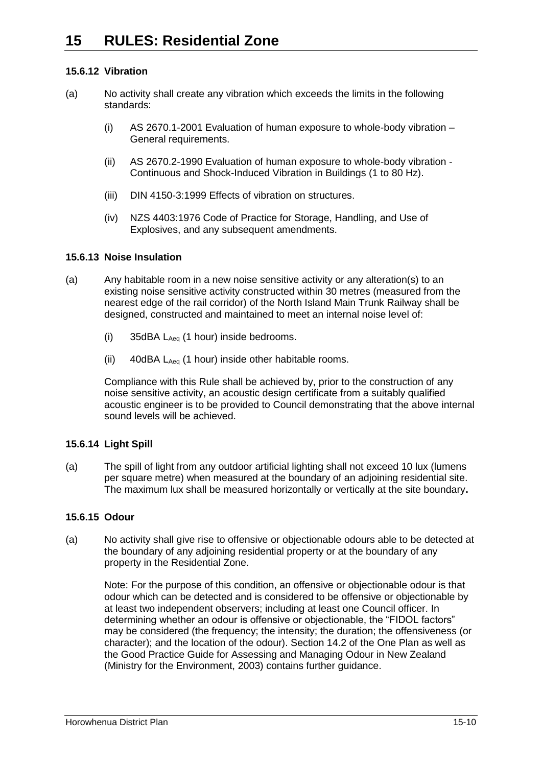# 15 RULES: Residential Zone

### 15.6.12 Vibration

(a) No activity shall create any vibration which exceeds the limits in the following standards:

(i) AS 2670.1-2001 Evaluation of human exposure to whole-body vibration – General requirements.

(ii) AS 2670.2-1990 Evaluation of human exposure to whole-body vibration - Continuous and Shock-Induced Vibration in Buildings (1 to 80 Hz).

(iii) DIN 4150-3:1999 Effects of vibration on structures.

(iv) NZS 4403:1976 Code of Practice for Storage, Handling, and Use of Explosives, and any subsequent amendments.

### 15.6.13 Noise Insulation

(a) Any habitable room in a new noise sensitive activity or any alteration(s) to an existing noise sensitive activity constructed within 30 metres (measured from the nearest edge of the rail corridor) of the North Island Main Trunk Railway shall be designed, constructed and maintained to meet an internal noise level of:

(i) 35dBA $L_{Aeq}$ (1 hour) inside bedrooms.

(ii) 40dBA $L_{Aeq}$ (1 hour) inside other habitable rooms.

Compliance with this Rule shall be achieved by, prior to the construction of any noise sensitive activity, an acoustic design certificate from a suitably qualified acoustic engineer is to be provided to Council demonstrating that the above internal sound levels will be achieved.

### 15.6.14 Light Spill

(a) The spill of light from any outdoor artificial lighting shall not exceed 10 lux (lumens per square metre) when measured at the boundary of an adjoining residential site. The maximum lux shall be measured horizontally or vertically at the site boundary**.**

### 15.6.15 Odour

(a) No activity shall give rise to offensive or objectionable odours able to be detected at the boundary of any adjoining residential property or at the boundary of any property in the Residential Zone.

Note: For the purpose of this condition, an offensive or objectionable odour is that odour which can be detected and is considered to be offensive or objectionable by at least two independent observers; including at least one Council officer. In determining whether an odour is offensive or objectionable, the "FIDOL factors" may be considered (the frequency; the intensity; the duration; the offensiveness (or character); and the location of the odour). Section 14.2 of the One Plan as well as the Good Practice Guide for Assessing and Managing Odour in New Zealand (Ministry for the Environment, 2003) contains further guidance.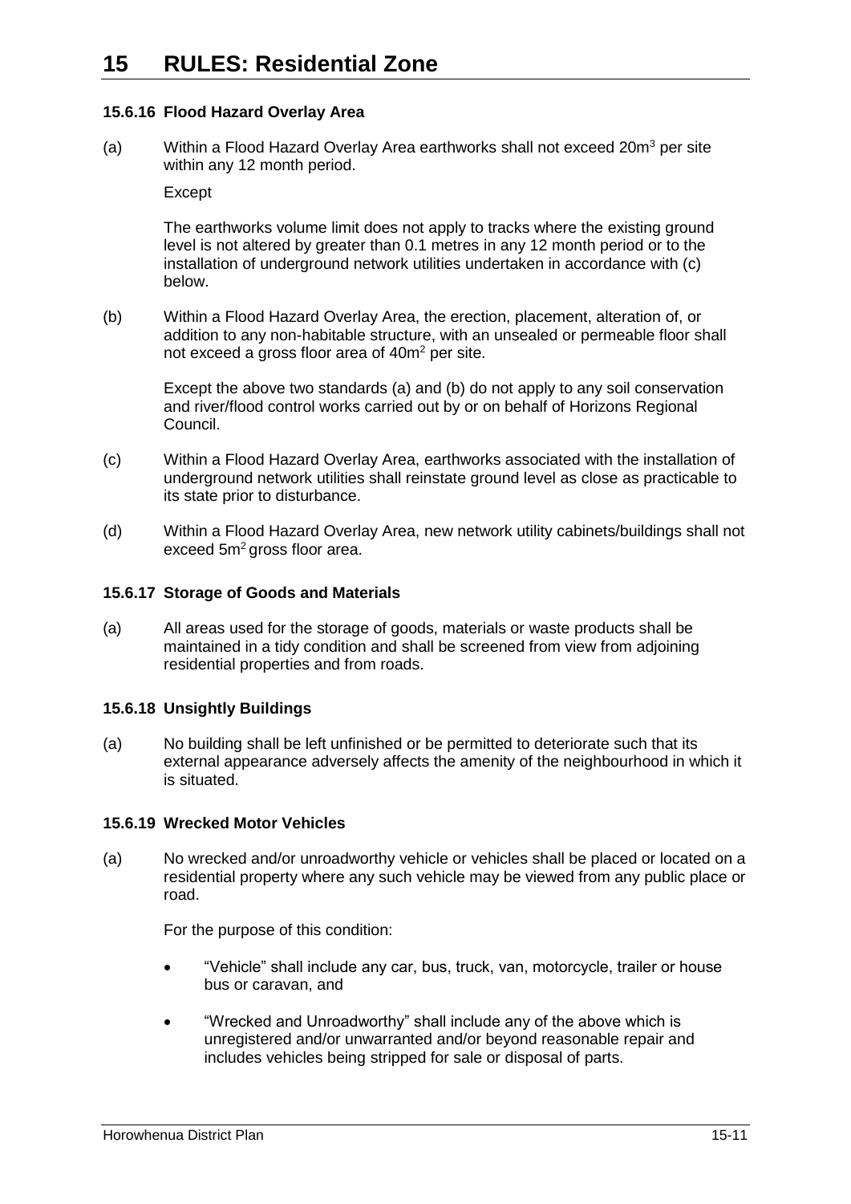# 15 RULES: Residential Zone

### 15.6.16 Flood Hazard Overlay Area

(a) Within a Flood Hazard Overlay Area earthworks shall not exceed $20m^3$ per site within any 12 month period.

Except

The earthworks volume limit does not apply to tracks where the existing ground level is not altered by greater than 0.1 metres in any 12 month period or to the installation of underground network utilities undertaken in accordance with (c) below.

(b) Within a Flood Hazard Overlay Area, the erection, placement, alteration of, or addition to any non-habitable structure, with an unsealed or permeable floor shall not exceed a gross floor area of $40m^2$ per site.

Except the above two standards (a) and (b) do not apply to any soil conservation and river/flood control works carried out by or on behalf of Horizons Regional Council.

(c) Within a Flood Hazard Overlay Area, earthworks associated with the installation of underground network utilities shall reinstate ground level as close as practicable to its state prior to disturbance.

(d) Within a Flood Hazard Overlay Area, new network utility cabinets/buildings shall not exceed $5m^2$ gross floor area.

### 15.6.17 Storage of Goods and Materials

(a) All areas used for the storage of goods, materials or waste products shall be maintained in a tidy condition and shall be screened from view from adjoining residential properties and from roads.

### 15.6.18 Unsightly Buildings

(a) No building shall be left unfinished or be permitted to deteriorate such that its external appearance adversely affects the amenity of the neighbourhood in which it is situated.

### 15.6.19 Wrecked Motor Vehicles

(a) No wrecked and/or unroadworthy vehicle or vehicles shall be placed or located on a residential property where any such vehicle may be viewed from any public place or road.

For the purpose of this condition:

- "Vehicle" shall include any car, bus, truck, van, motorcycle, trailer or house bus or caravan, and
- "Wrecked and Unroadworthy" shall include any of the above which is unregistered and/or unwarranted and/or beyond reasonable repair and includes vehicles being stripped for sale or disposal of parts.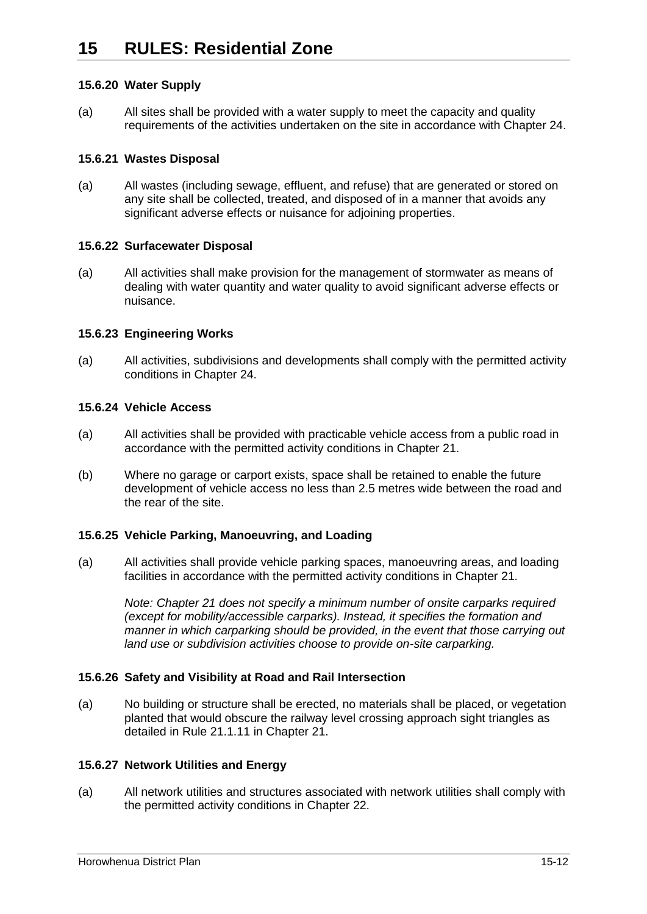### 15.6.20 Water Supply

(a) All sites shall be provided with a water supply to meet the capacity and quality requirements of the activities undertaken on the site in accordance with Chapter 24.

### 15.6.21 Wastes Disposal

(a) All wastes (including sewage, effluent, and refuse) that are generated or stored on any site shall be collected, treated, and disposed of in a manner that avoids any significant adverse effects or nuisance for adjoining properties.

### 15.6.22 Surfacewater Disposal

(a) All activities shall make provision for the management of stormwater as means of dealing with water quantity and water quality to avoid significant adverse effects or nuisance.

### 15.6.23 Engineering Works

(a) All activities, subdivisions and developments shall comply with the permitted activity conditions in Chapter 24.

### 15.6.24 Vehicle Access

(a) All activities shall be provided with practicable vehicle access from a public road in accordance with the permitted activity conditions in Chapter 21.

(b) Where no garage or carport exists, space shall be retained to enable the future development of vehicle access no less than 2.5 metres wide between the road and the rear of the site.

### 15.6.25 Vehicle Parking, Manoeuvring, and Loading

(a) All activities shall provide vehicle parking spaces, manoeuvring areas, and loading facilities in accordance with the permitted activity conditions in Chapter 21.

*Note: Chapter 21 does not specify a minimum number of onsite carparks required (except for mobility/accessible carparks). Instead, it specifies the formation and manner in which carparking should be provided, in the event that those carrying out land use or subdivision activities choose to provide on-site carparking.*

### 15.6.26 Safety and Visibility at Road and Rail Intersection

(a) No building or structure shall be erected, no materials shall be placed, or vegetation planted that would obscure the railway level crossing approach sight triangles as detailed in Rule 21.1.11 in Chapter 21.

### 15.6.27 Network Utilities and Energy

(a) All network utilities and structures associated with network utilities shall comply with the permitted activity conditions in Chapter 22.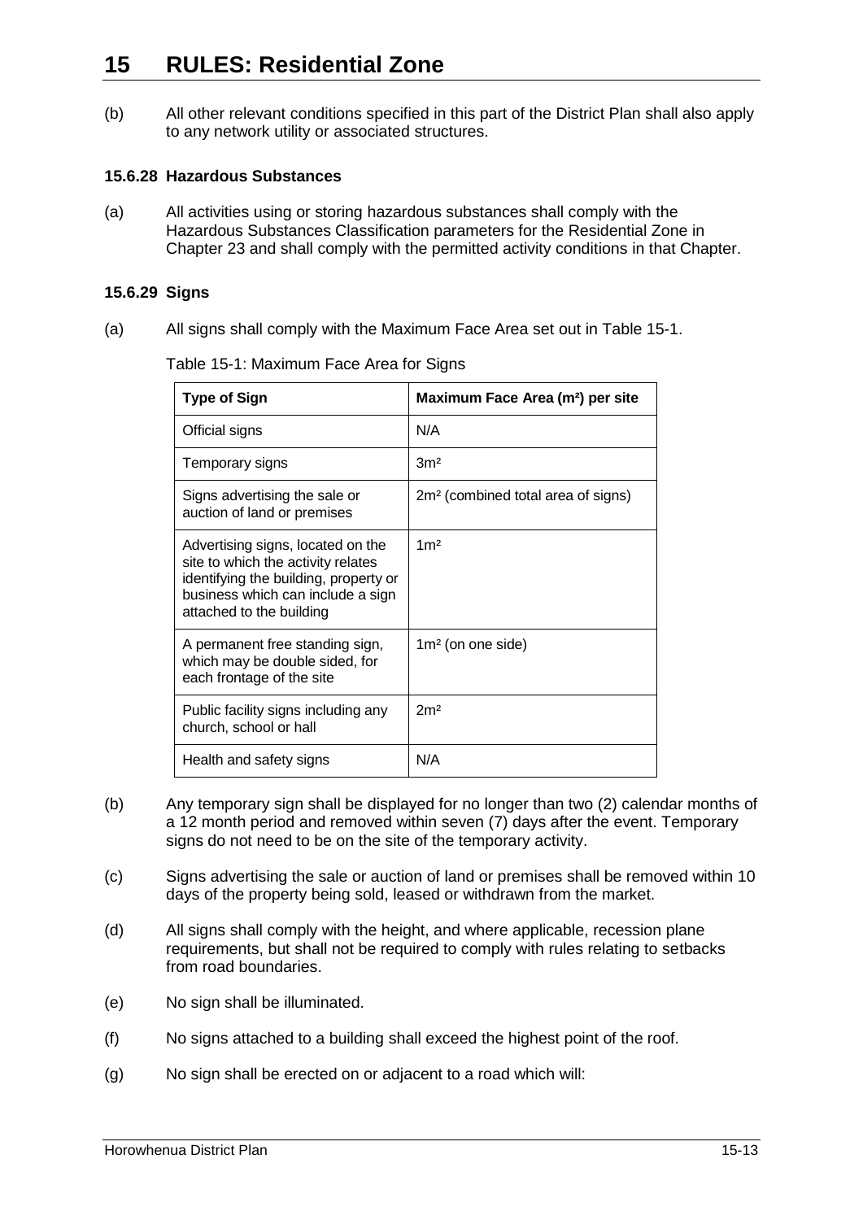(b) All other relevant conditions specified in this part of the District Plan shall also apply to any network utility or associated structures.

### 15.6.28 Hazardous Substances

(a) All activities using or storing hazardous substances shall comply with the Hazardous Substances Classification parameters for the Residential Zone in Chapter 23 and shall comply with the permitted activity conditions in that Chapter.

### 15.6.29 Signs

(a) All signs shall comply with the Maximum Face Area set out in Table 15-1.

Table 15-1: Maximum Face Area for Signs

| Type of Sign | Maximum Face Area (m²) per site |
|---|---|
| Official signs | N/A |
| Temporary signs | 3m² |
| Signs advertising the sale or auction of land or premises | 2m² (combined total area of signs) |
| Advertising signs, located on the site to which the activity relates identifying the building, property or business which can include a sign attached to the building | 1m² |
| A permanent free standing sign, which may be double sided, for each frontage of the site | 1m² (on one side) |
| Public facility signs including any church, school or hall | 2m² |
| Health and safety signs | N/A |

(b) Any temporary sign shall be displayed for no longer than two (2) calendar months of a 12 month period and removed within seven (7) days after the event. Temporary signs do not need to be on the site of the temporary activity.

(c) Signs advertising the sale or auction of land or premises shall be removed within 10 days of the property being sold, leased or withdrawn from the market.

(d) All signs shall comply with the height, and where applicable, recession plane requirements, but shall not be required to comply with rules relating to setbacks from road boundaries.

(e) No sign shall be illuminated.

(f) No signs attached to a building shall exceed the highest point of the roof.

(g) No sign shall be erected on or adjacent to a road which will: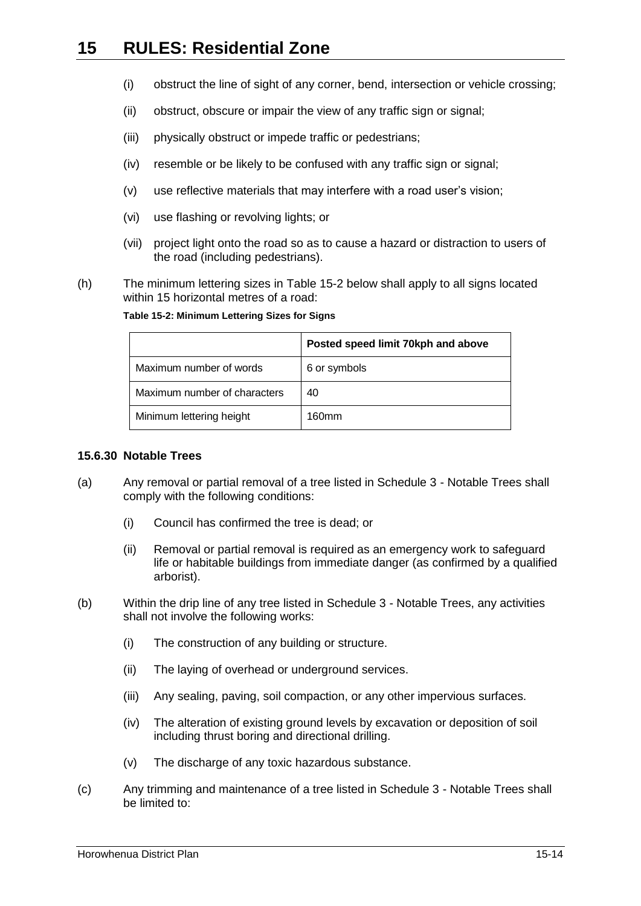- (i) obstruct the line of sight of any corner, bend, intersection or vehicle crossing;
- (ii) obstruct, obscure or impair the view of any traffic sign or signal;
- (iii) physically obstruct or impede traffic or pedestrians;
- (iv) resemble or be likely to be confused with any traffic sign or signal;
- (v) use reflective materials that may interfere with a road user's vision;
- (vi) use flashing or revolving lights; or
- (vii) project light onto the road so as to cause a hazard or distraction to users of the road (including pedestrians).

(h) The minimum lettering sizes in Table 15-2 below shall apply to all signs located within 15 horizontal metres of a road:

**Table 15-2: Minimum Lettering Sizes for Signs**

| | Posted speed limit 70kph and above |
|---|---|
| Maximum number of words | 6 or symbols |
| Maximum number of characters | 40 |
| Minimum lettering height | 160mm |

### 15.6.30 Notable Trees

(a) Any removal or partial removal of a tree listed in Schedule 3 - Notable Trees shall comply with the following conditions:

- (i) Council has confirmed the tree is dead; or
- (ii) Removal or partial removal is required as an emergency work to safeguard life or habitable buildings from immediate danger (as confirmed by a qualified arborist).

(b) Within the drip line of any tree listed in Schedule 3 - Notable Trees, any activities shall not involve the following works:

- (i) The construction of any building or structure.
- (ii) The laying of overhead or underground services.
- (iii) Any sealing, paving, soil compaction, or any other impervious surfaces.
- (iv) The alteration of existing ground levels by excavation or deposition of soil including thrust boring and directional drilling.
- (v) The discharge of any toxic hazardous substance.

(c) Any trimming and maintenance of a tree listed in Schedule 3 - Notable Trees shall be limited to: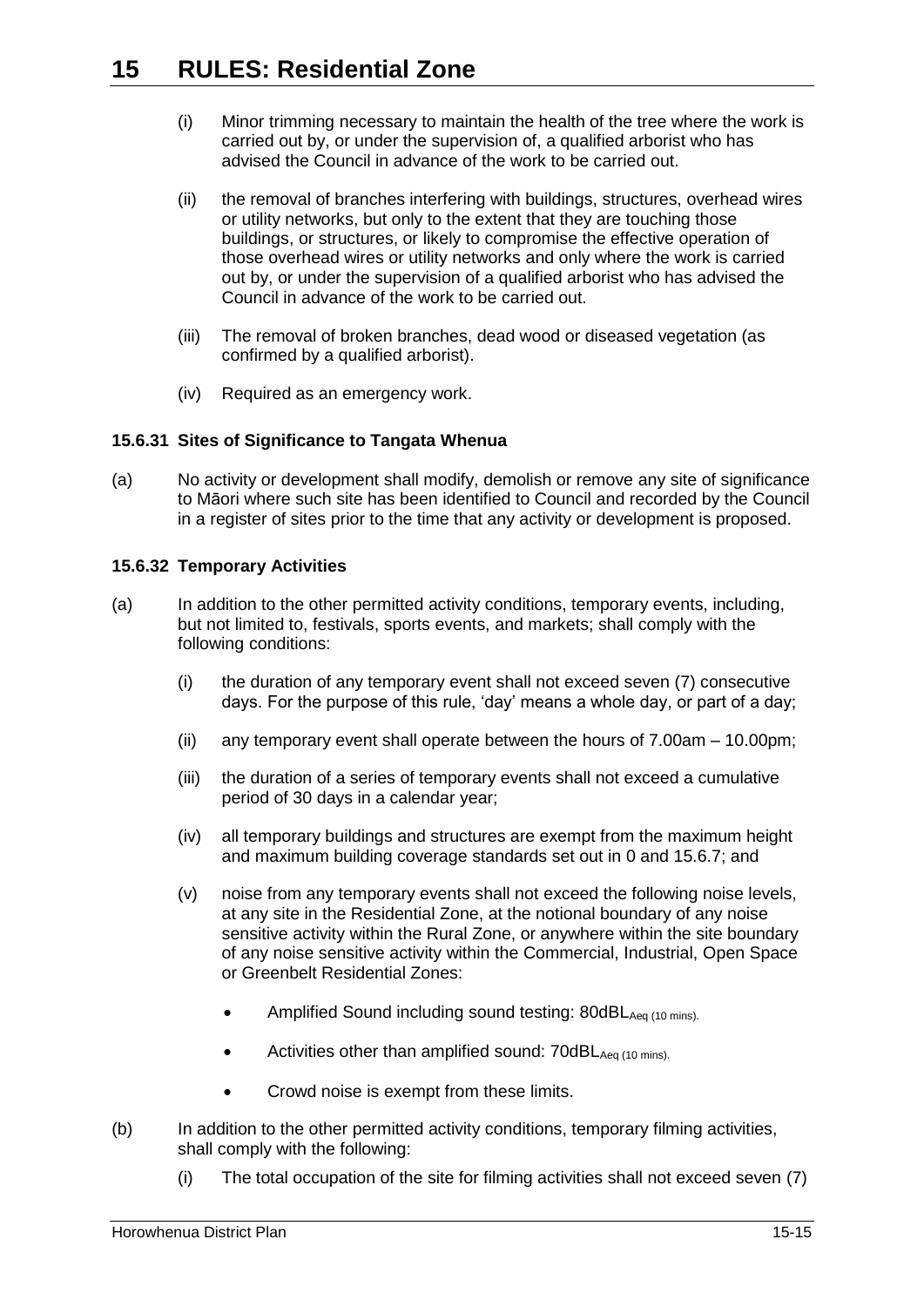(i) Minor trimming necessary to maintain the health of the tree where the work is carried out by, or under the supervision of, a qualified arborist who has advised the Council in advance of the work to be carried out.

(ii) the removal of branches interfering with buildings, structures, overhead wires or utility networks, but only to the extent that they are touching those buildings, or structures, or likely to compromise the effective operation of those overhead wires or utility networks and only where the work is carried out by, or under the supervision of a qualified arborist who has advised the Council in advance of the work to be carried out.

(iii) The removal of broken branches, dead wood or diseased vegetation (as confirmed by a qualified arborist).

(iv) Required as an emergency work.

#### 15.6.31 Sites of Significance to Tangata Whenua

(a) No activity or development shall modify, demolish or remove any site of significance to Māori where such site has been identified to Council and recorded by the Council in a register of sites prior to the time that any activity or development is proposed.

#### 15.6.32 Temporary Activities

(a) In addition to the other permitted activity conditions, temporary events, including, but not limited to, festivals, sports events, and markets; shall comply with the following conditions:

(i) the duration of any temporary event shall not exceed seven (7) consecutive days. For the purpose of this rule, 'day' means a whole day, or part of a day;

(ii) any temporary event shall operate between the hours of 7.00am – 10.00pm;

(iii) the duration of a series of temporary events shall not exceed a cumulative period of 30 days in a calendar year;

(iv) all temporary buildings and structures are exempt from the maximum height and maximum building coverage standards set out in 0 and 15.6.7; and

(v) noise from any temporary events shall not exceed the following noise levels, at any site in the Residential Zone, at the notional boundary of any noise sensitive activity within the Rural Zone, or anywhere within the site boundary of any noise sensitive activity within the Commercial, Industrial, Open Space or Greenbelt Residential Zones:

- Amplified Sound including sound testing: 80dBL$_{Aeq\ (10\ mins)}$.
- Activities other than amplified sound: 70dBL$_{Aeq\ (10\ mins)}$.
- Crowd noise is exempt from these limits.

(b) In addition to the other permitted activity conditions, temporary filming activities, shall comply with the following:

(i) The total occupation of the site for filming activities shall not exceed seven (7)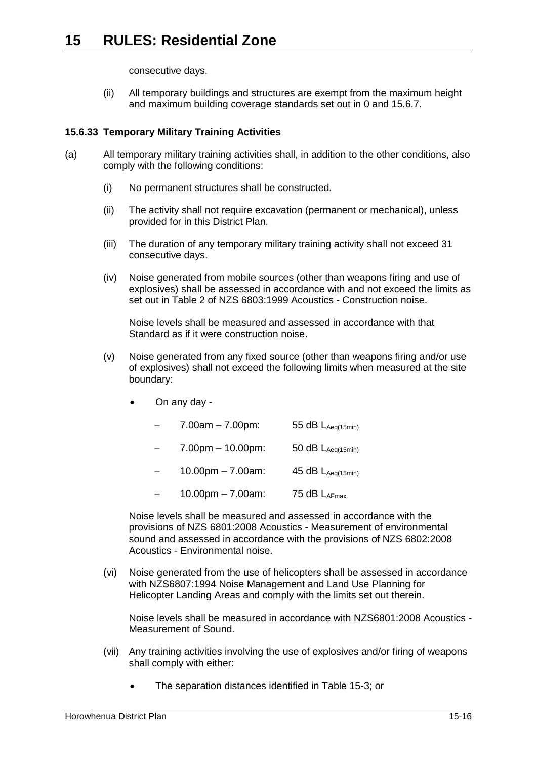consecutive days.

(ii) All temporary buildings and structures are exempt from the maximum height and maximum building coverage standards set out in 0 and 15.6.7.

#### 15.6.33 Temporary Military Training Activities

(a) All temporary military training activities shall, in addition to the other conditions, also comply with the following conditions:

   (i) No permanent structures shall be constructed.

   (ii) The activity shall not require excavation (permanent or mechanical), unless provided for in this District Plan.

   (iii) The duration of any temporary military training activity shall not exceed 31 consecutive days.

   (iv) Noise generated from mobile sources (other than weapons firing and use of explosives) shall be assessed in accordance with and not exceed the limits as set out in Table 2 of NZS 6803:1999 Acoustics - Construction noise.

   Noise levels shall be measured and assessed in accordance with that Standard as if it were construction noise.

   (v) Noise generated from any fixed source (other than weapons firing and/or use of explosives) shall not exceed the following limits when measured at the site boundary:

   - On any day -
     - 7.00am – 7.00pm: 55 dB $L_{Aeq(15min)}$
     - 7.00pm – 10.00pm: 50 dB $L_{Aeq(15min)}$
     - 10.00pm – 7.00am: 45 dB $L_{Aeq(15min)}$
     - 10.00pm – 7.00am: 75 dB $L_{AFmax}$

   Noise levels shall be measured and assessed in accordance with the provisions of NZS 6801:2008 Acoustics - Measurement of environmental sound and assessed in accordance with the provisions of NZS 6802:2008 Acoustics - Environmental noise.

   (vi) Noise generated from the use of helicopters shall be assessed in accordance with NZS6807:1994 Noise Management and Land Use Planning for Helicopter Landing Areas and comply with the limits set out therein.

   Noise levels shall be measured in accordance with NZS6801:2008 Acoustics - Measurement of Sound.

   (vii) Any training activities involving the use of explosives and/or firing of weapons shall comply with either:

   - The separation distances identified in Table 15-3; or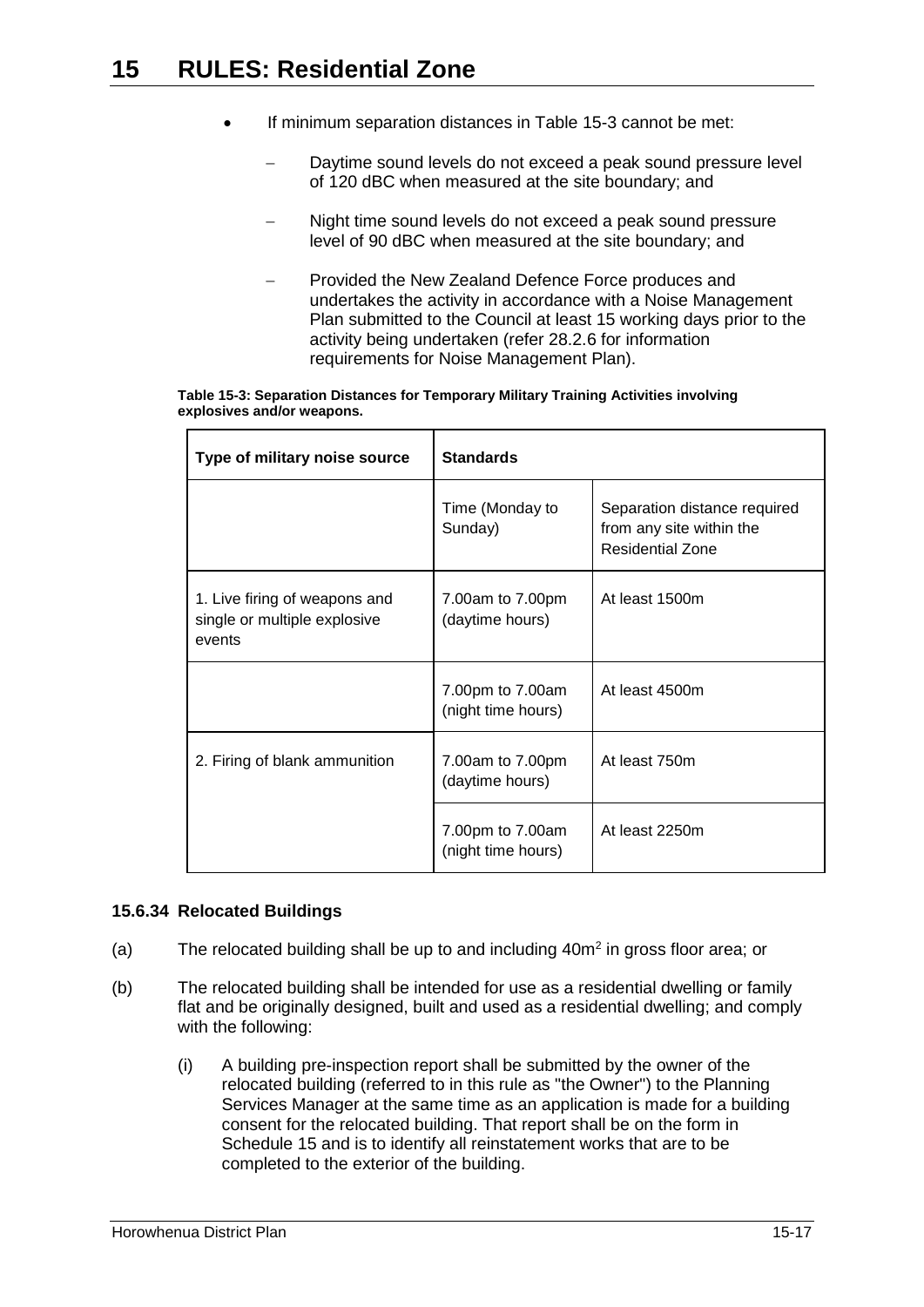- If minimum separation distances in Table 15-3 cannot be met:
  - Daytime sound levels do not exceed a peak sound pressure level of 120 dBC when measured at the site boundary; and
  - Night time sound levels do not exceed a peak sound pressure level of 90 dBC when measured at the site boundary; and
  - Provided the New Zealand Defence Force produces and undertakes the activity in accordance with a Noise Management Plan submitted to the Council at least 15 working days prior to the activity being undertaken (refer 28.2.6 for information requirements for Noise Management Plan).

**Table 15-3: Separation Distances for Temporary Military Training Activities involving explosives and/or weapons.**

| Type of military noise source | Standards | |
|---|---|---|
| | Time (Monday to Sunday) | Separation distance required from any site within the Residential Zone |
| 1. Live firing of weapons and single or multiple explosive events | 7.00am to 7.00pm (daytime hours) | At least 1500m |
| | 7.00pm to 7.00am (night time hours) | At least 4500m |
| 2. Firing of blank ammunition | 7.00am to 7.00pm (daytime hours) | At least 750m |
| | 7.00pm to 7.00am (night time hours) | At least 2250m |

### 15.6.34 Relocated Buildings

(a) The relocated building shall be up to and including $40m^2$ in gross floor area; or

(b) The relocated building shall be intended for use as a residential dwelling or family flat and be originally designed, built and used as a residential dwelling; and comply with the following:

   (i) A building pre-inspection report shall be submitted by the owner of the relocated building (referred to in this rule as "the Owner") to the Planning Services Manager at the same time as an application is made for a building consent for the relocated building. That report shall be on the form in Schedule 15 and is to identify all reinstatement works that are to be completed to the exterior of the building.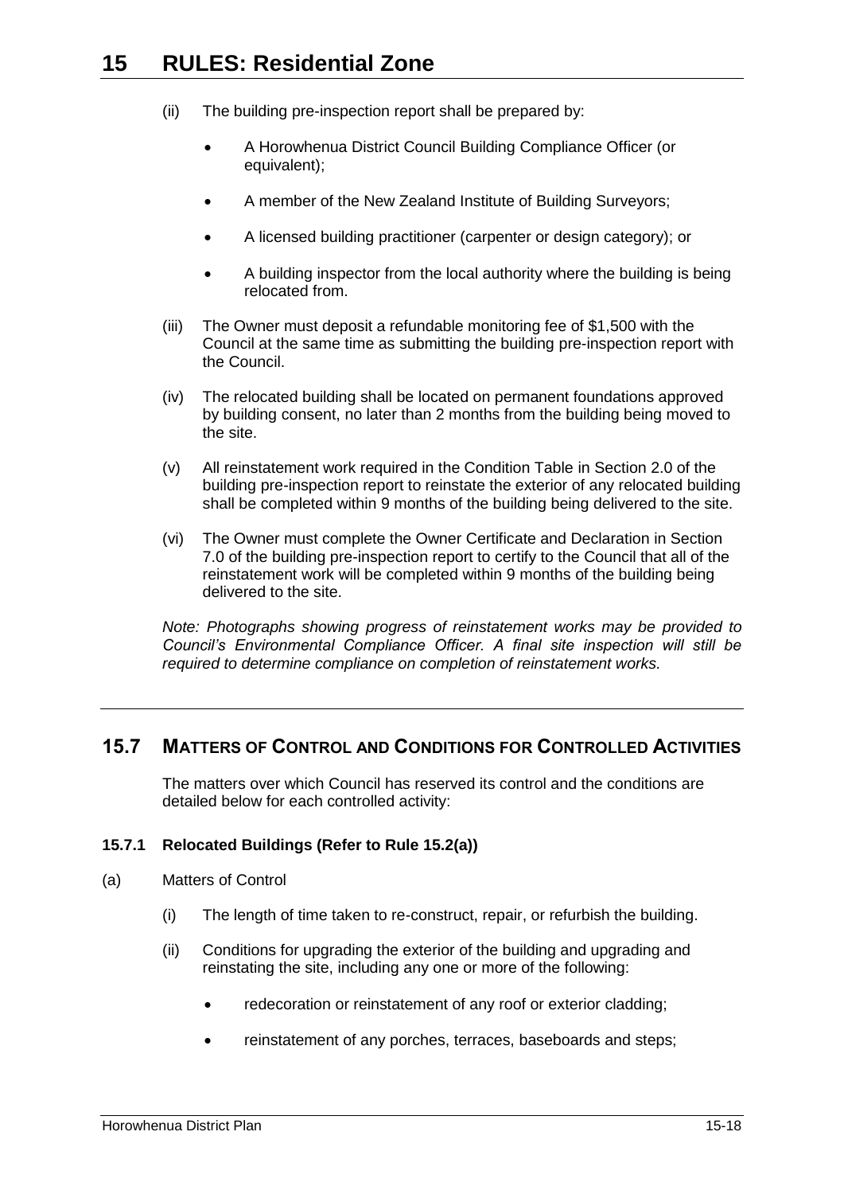(ii) The building pre-inspection report shall be prepared by:

- A Horowhenua District Council Building Compliance Officer (or equivalent);
- A member of the New Zealand Institute of Building Surveyors;
- A licensed building practitioner (carpenter or design category); or
- A building inspector from the local authority where the building is being relocated from.

(iii) The Owner must deposit a refundable monitoring fee of $1,500 with the Council at the same time as submitting the building pre-inspection report with the Council.

(iv) The relocated building shall be located on permanent foundations approved by building consent, no later than 2 months from the building being moved to the site.

(v) All reinstatement work required in the Condition Table in Section 2.0 of the building pre-inspection report to reinstate the exterior of any relocated building shall be completed within 9 months of the building being delivered to the site.

(vi) The Owner must complete the Owner Certificate and Declaration in Section 7.0 of the building pre-inspection report to certify to the Council that all of the reinstatement work will be completed within 9 months of the building being delivered to the site.

*Note: Photographs showing progress of reinstatement works may be provided to Council's Environmental Compliance Officer. A final site inspection will still be required to determine compliance on completion of reinstatement works.*

---

## 15.7 Matters of Control and Conditions for Controlled Activities

The matters over which Council has reserved its control and the conditions are detailed below for each controlled activity:

### 15.7.1 Relocated Buildings (Refer to Rule 15.2(a))

(a) Matters of Control

(i) The length of time taken to re-construct, repair, or refurbish the building.

(ii) Conditions for upgrading the exterior of the building and upgrading and reinstating the site, including any one or more of the following:

- redecoration or reinstatement of any roof or exterior cladding;
- reinstatement of any porches, terraces, baseboards and steps;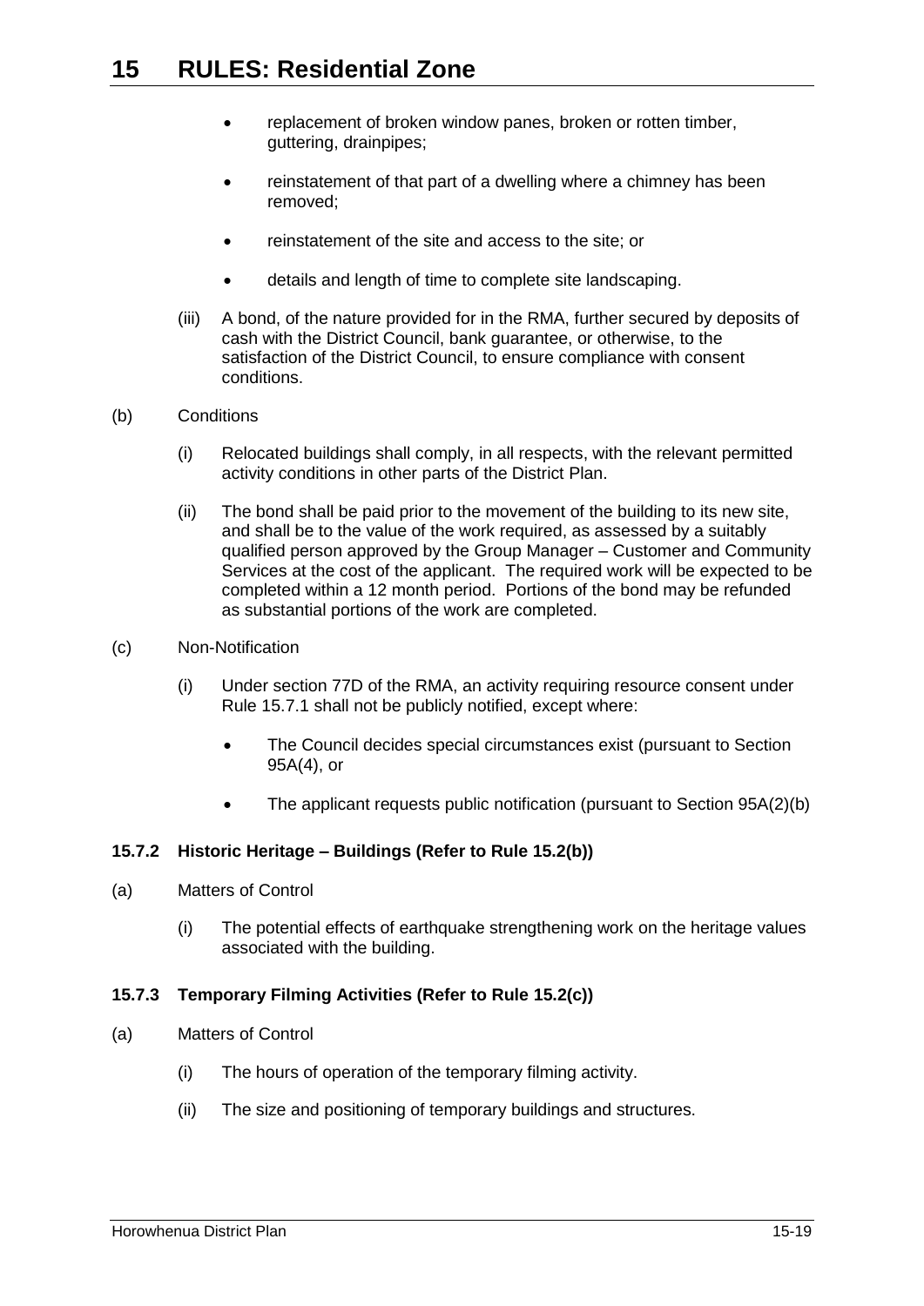- replacement of broken window panes, broken or rotten timber, guttering, drainpipes;
- reinstatement of that part of a dwelling where a chimney has been removed;
- reinstatement of the site and access to the site; or
- details and length of time to complete site landscaping.

(iii) A bond, of the nature provided for in the RMA, further secured by deposits of cash with the District Council, bank guarantee, or otherwise, to the satisfaction of the District Council, to ensure compliance with consent conditions.

(b) Conditions

(i) Relocated buildings shall comply, in all respects, with the relevant permitted activity conditions in other parts of the District Plan.

(ii) The bond shall be paid prior to the movement of the building to its new site, and shall be to the value of the work required, as assessed by a suitably qualified person approved by the Group Manager – Customer and Community Services at the cost of the applicant. The required work will be expected to be completed within a 12 month period. Portions of the bond may be refunded as substantial portions of the work are completed.

(c) Non-Notification

(i) Under section 77D of the RMA, an activity requiring resource consent under Rule 15.7.1 shall not be publicly notified, except where:

- The Council decides special circumstances exist (pursuant to Section 95A(4), or
- The applicant requests public notification (pursuant to Section 95A(2)(b)

### 15.7.2 Historic Heritage – Buildings (Refer to Rule 15.2(b))

(a) Matters of Control

(i) The potential effects of earthquake strengthening work on the heritage values associated with the building.

### 15.7.3 Temporary Filming Activities (Refer to Rule 15.2(c))

(a) Matters of Control

(i) The hours of operation of the temporary filming activity.

(ii) The size and positioning of temporary buildings and structures.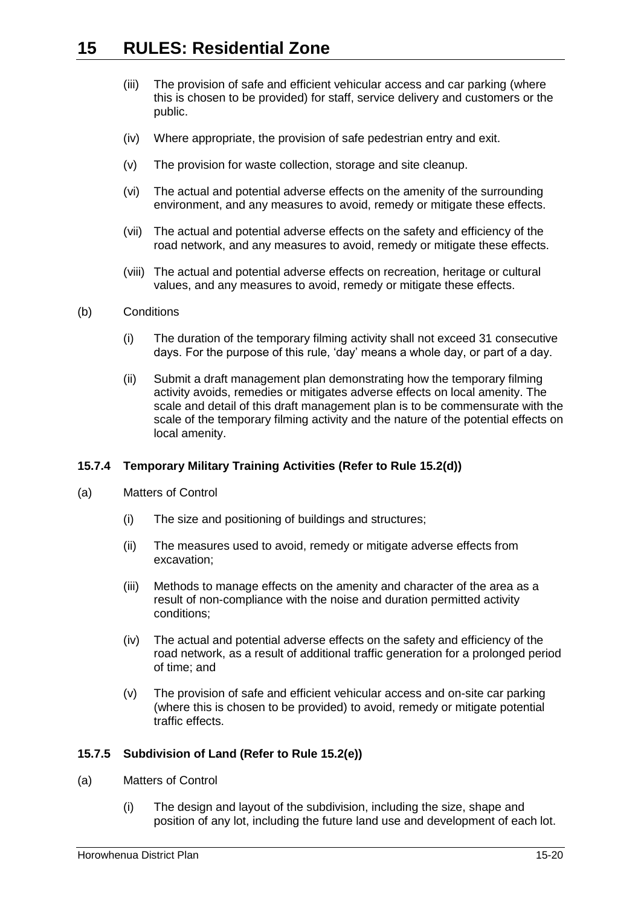(iii) The provision of safe and efficient vehicular access and car parking (where this is chosen to be provided) for staff, service delivery and customers or the public.

(iv) Where appropriate, the provision of safe pedestrian entry and exit.

(v) The provision for waste collection, storage and site cleanup.

(vi) The actual and potential adverse effects on the amenity of the surrounding environment, and any measures to avoid, remedy or mitigate these effects.

(vii) The actual and potential adverse effects on the safety and efficiency of the road network, and any measures to avoid, remedy or mitigate these effects.

(viii) The actual and potential adverse effects on recreation, heritage or cultural values, and any measures to avoid, remedy or mitigate these effects.

(b) Conditions

(i) The duration of the temporary filming activity shall not exceed 31 consecutive days. For the purpose of this rule, 'day' means a whole day, or part of a day.

(ii) Submit a draft management plan demonstrating how the temporary filming activity avoids, remedies or mitigates adverse effects on local amenity. The scale and detail of this draft management plan is to be commensurate with the scale of the temporary filming activity and the nature of the potential effects on local amenity.

### 15.7.4 Temporary Military Training Activities (Refer to Rule 15.2(d))

(a) Matters of Control

(i) The size and positioning of buildings and structures;

(ii) The measures used to avoid, remedy or mitigate adverse effects from excavation;

(iii) Methods to manage effects on the amenity and character of the area as a result of non-compliance with the noise and duration permitted activity conditions;

(iv) The actual and potential adverse effects on the safety and efficiency of the road network, as a result of additional traffic generation for a prolonged period of time; and

(v) The provision of safe and efficient vehicular access and on-site car parking (where this is chosen to be provided) to avoid, remedy or mitigate potential traffic effects.

### 15.7.5 Subdivision of Land (Refer to Rule 15.2(e))

(a) Matters of Control

(i) The design and layout of the subdivision, including the size, shape and position of any lot, including the future land use and development of each lot.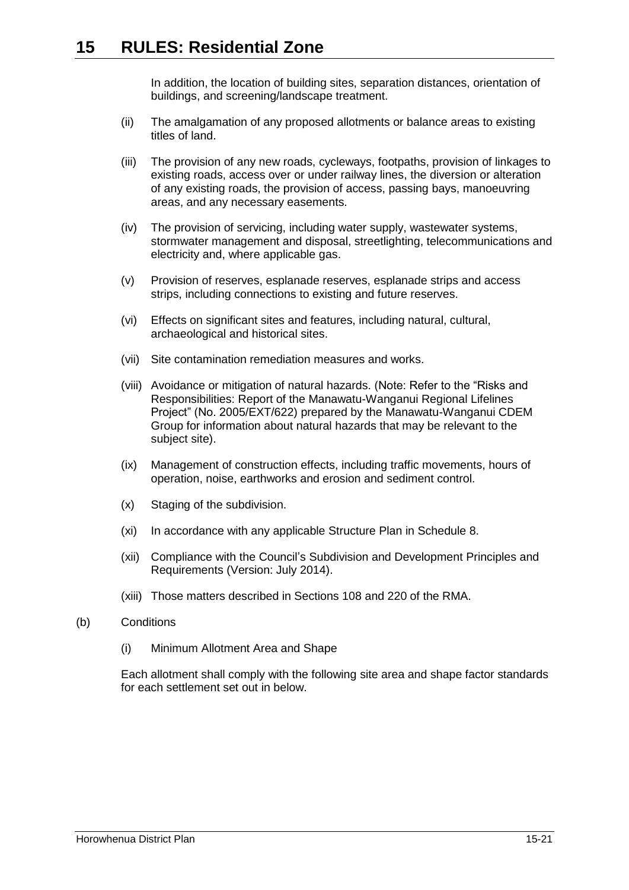In addition, the location of building sites, separation distances, orientation of buildings, and screening/landscape treatment.

(ii) The amalgamation of any proposed allotments or balance areas to existing titles of land.

(iii) The provision of any new roads, cycleways, footpaths, provision of linkages to existing roads, access over or under railway lines, the diversion or alteration of any existing roads, the provision of access, passing bays, manoeuvring areas, and any necessary easements.

(iv) The provision of servicing, including water supply, wastewater systems, stormwater management and disposal, streetlighting, telecommunications and electricity and, where applicable gas.

(v) Provision of reserves, esplanade reserves, esplanade strips and access strips, including connections to existing and future reserves.

(vi) Effects on significant sites and features, including natural, cultural, archaeological and historical sites.

(vii) Site contamination remediation measures and works.

(viii) Avoidance or mitigation of natural hazards. (Note: Refer to the "Risks and Responsibilities: Report of the Manawatu-Wanganui Regional Lifelines Project" (No. 2005/EXT/622) prepared by the Manawatu-Wanganui CDEM Group for information about natural hazards that may be relevant to the subject site).

(ix) Management of construction effects, including traffic movements, hours of operation, noise, earthworks and erosion and sediment control.

(x) Staging of the subdivision.

(xi) In accordance with any applicable Structure Plan in Schedule 8.

(xii) Compliance with the Council's Subdivision and Development Principles and Requirements (Version: July 2014).

(xiii) Those matters described in Sections 108 and 220 of the RMA.

(b) Conditions

(i) Minimum Allotment Area and Shape

Each allotment shall comply with the following site area and shape factor standards for each settlement set out in below.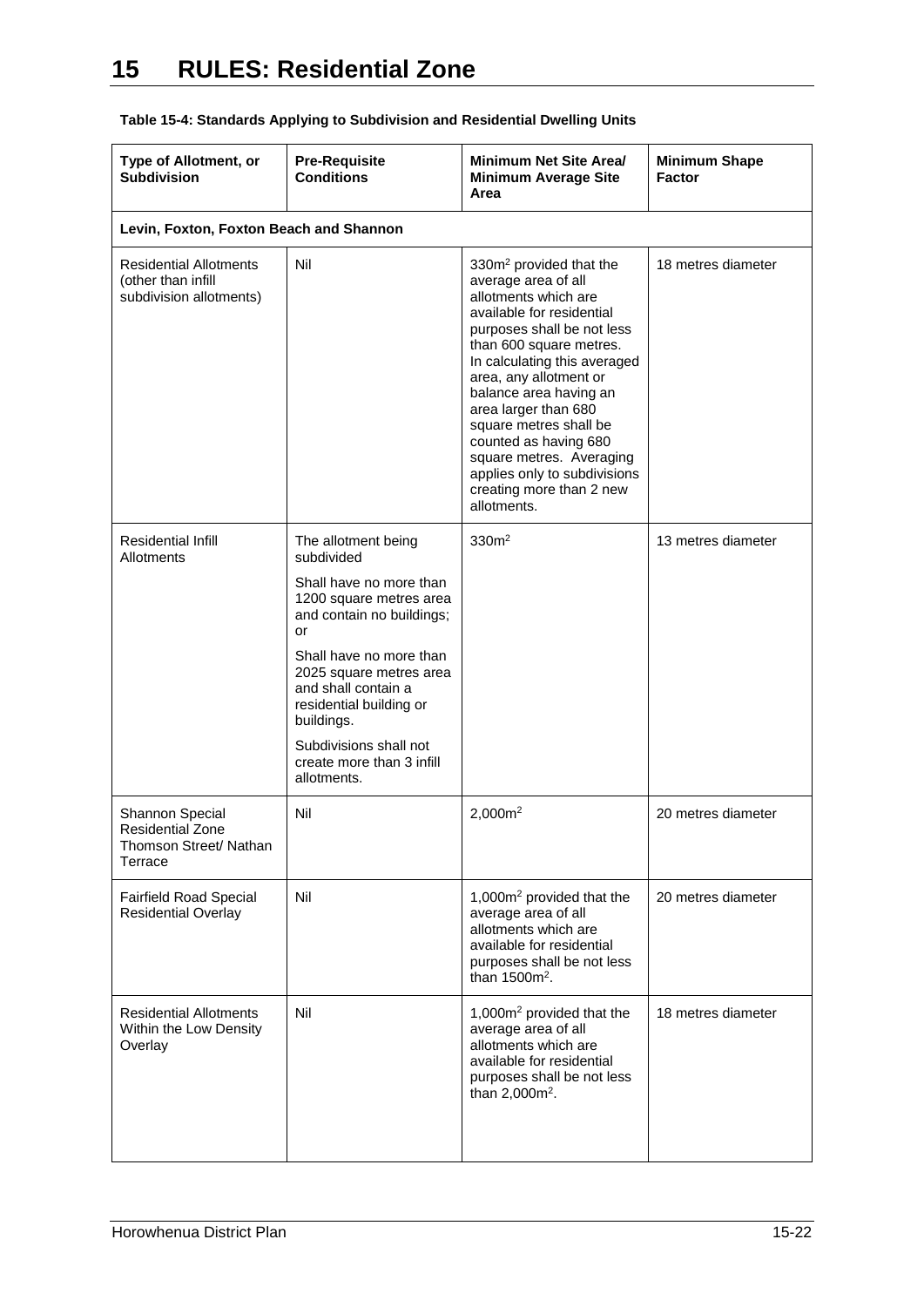# 15 RULES: Residential Zone

**Table 15-4: Standards Applying to Subdivision and Residential Dwelling Units**

| Type of Allotment, or Subdivision | Pre-Requisite Conditions | Minimum Net Site Area/ Minimum Average Site Area | Minimum Shape Factor |
|---|---|---|---|
| **Levin, Foxton, Foxton Beach and Shannon** | | | |
| Residential Allotments (other than infill subdivision allotments) | Nil | $330m^2$ provided that the average area of all allotments which are available for residential purposes shall be not less than 600 square metres. In calculating this averaged area, any allotment or balance area having an area larger than 680 square metres shall be counted as having 680 square metres. Averaging applies only to subdivisions creating more than 2 new allotments. | 18 metres diameter |
| Residential Infill Allotments | The allotment being subdivided<br><br>Shall have no more than 1200 square metres area and contain no buildings; or<br><br>Shall have no more than 2025 square metres area and shall contain a residential building or buildings.<br><br>Subdivisions shall not create more than 3 infill allotments. | $330m^2$ | 13 metres diameter |
| Shannon Special Residential Zone Thomson Street/ Nathan Terrace | Nil | $2,000m^2$ | 20 metres diameter |
| Fairfield Road Special Residential Overlay | Nil | $1,000m^2$ provided that the average area of all allotments which are available for residential purposes shall be not less than $1500m^2$. | 20 metres diameter |
| Residential Allotments Within the Low Density Overlay | Nil | $1,000m^2$ provided that the average area of all allotments which are available for residential purposes shall be not less than $2,000m^2$. | 18 metres diameter |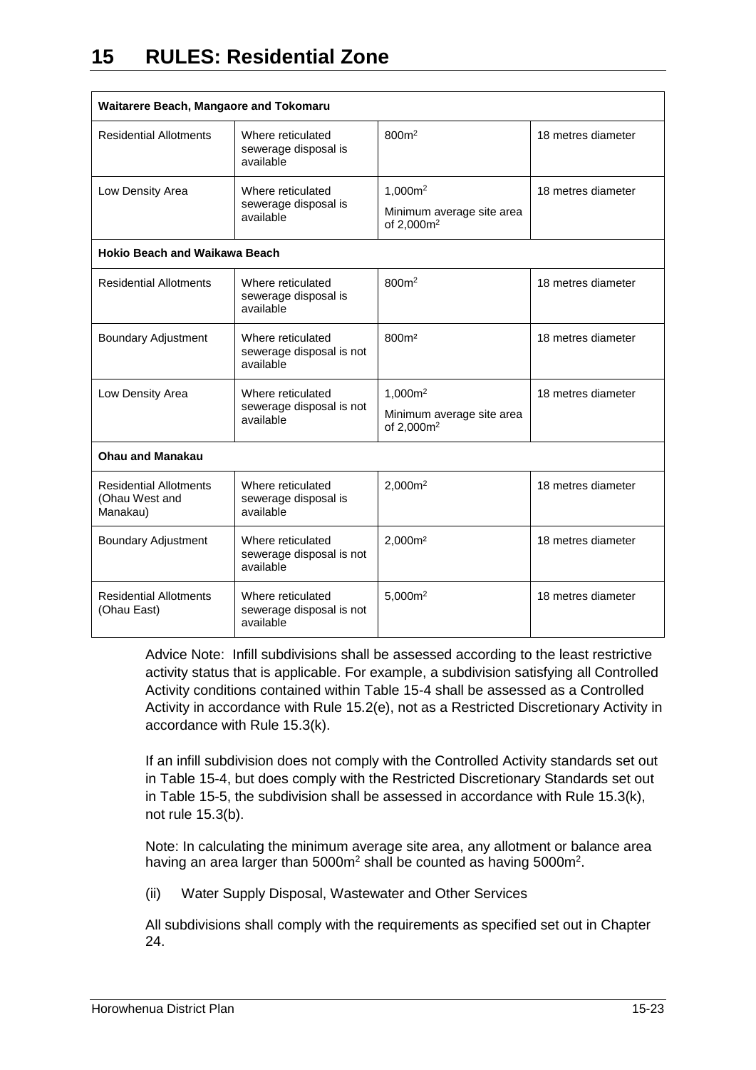# 15 RULES: Residential Zone

| Waitarere Beach, Mangaore and Tokomaru | | | |
|---|---|---|---|
| Residential Allotments | Where reticulated sewerage disposal is available | 800m$^2$ | 18 metres diameter |
| Low Density Area | Where reticulated sewerage disposal is available | 1,000m$^2$<br>Minimum average site area of 2,000m$^2$ | 18 metres diameter |
| **Hokio Beach and Waikawa Beach** | | | |
| Residential Allotments | Where reticulated sewerage disposal is available | 800m$^2$ | 18 metres diameter |
| Boundary Adjustment | Where reticulated sewerage disposal is not available | 800m$^2$ | 18 metres diameter |
| Low Density Area | Where reticulated sewerage disposal is not available | 1,000m$^2$<br>Minimum average site area of 2,000m$^2$ | 18 metres diameter |
| **Ohau and Manakau** | | | |
| Residential Allotments (Ohau West and Manakau) | Where reticulated sewerage disposal is available | 2,000m$^2$ | 18 metres diameter |
| Boundary Adjustment | Where reticulated sewerage disposal is not available | 2,000m$^2$ | 18 metres diameter |
| Residential Allotments (Ohau East) | Where reticulated sewerage disposal is not available | 5,000m$^2$ | 18 metres diameter |

Advice Note: Infill subdivisions shall be assessed according to the least restrictive activity status that is applicable. For example, a subdivision satisfying all Controlled Activity conditions contained within Table 15-4 shall be assessed as a Controlled Activity in accordance with Rule 15.2(e), not as a Restricted Discretionary Activity in accordance with Rule 15.3(k).

If an infill subdivision does not comply with the Controlled Activity standards set out in Table 15-4, but does comply with the Restricted Discretionary Standards set out in Table 15-5, the subdivision shall be assessed in accordance with Rule 15.3(k), not rule 15.3(b).

Note: In calculating the minimum average site area, any allotment or balance area having an area larger than 5000m$^2$ shall be counted as having 5000m$^2$.

(ii) Water Supply Disposal, Wastewater and Other Services

All subdivisions shall comply with the requirements as specified set out in Chapter 24.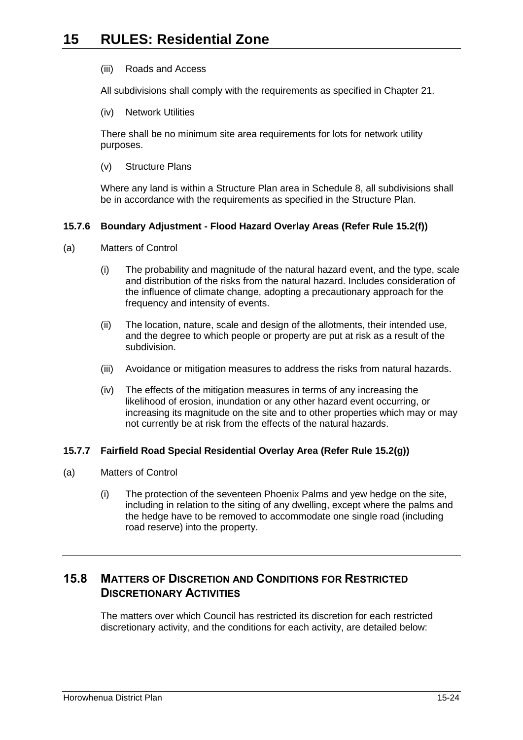(iii) Roads and Access

All subdivisions shall comply with the requirements as specified in Chapter 21.

(iv) Network Utilities

There shall be no minimum site area requirements for lots for network utility purposes.

(v) Structure Plans

Where any land is within a Structure Plan area in Schedule 8, all subdivisions shall be in accordance with the requirements as specified in the Structure Plan.

#### 15.7.6 Boundary Adjustment - Flood Hazard Overlay Areas (Refer Rule 15.2(f))

(a) Matters of Control

(i) The probability and magnitude of the natural hazard event, and the type, scale and distribution of the risks from the natural hazard. Includes consideration of the influence of climate change, adopting a precautionary approach for the frequency and intensity of events.

(ii) The location, nature, scale and design of the allotments, their intended use, and the degree to which people or property are put at risk as a result of the subdivision.

(iii) Avoidance or mitigation measures to address the risks from natural hazards.

(iv) The effects of the mitigation measures in terms of any increasing the likelihood of erosion, inundation or any other hazard event occurring, or increasing its magnitude on the site and to other properties which may or may not currently be at risk from the effects of the natural hazards.

#### 15.7.7 Fairfield Road Special Residential Overlay Area (Refer Rule 15.2(g))

(a) Matters of Control

(i) The protection of the seventeen Phoenix Palms and yew hedge on the site, including in relation to the siting of any dwelling, except where the palms and the hedge have to be removed to accommodate one single road (including road reserve) into the property.

## 15.8 MATTERS OF DISCRETION AND CONDITIONS FOR RESTRICTED DISCRETIONARY ACTIVITIES

The matters over which Council has restricted its discretion for each restricted discretionary activity, and the conditions for each activity, are detailed below: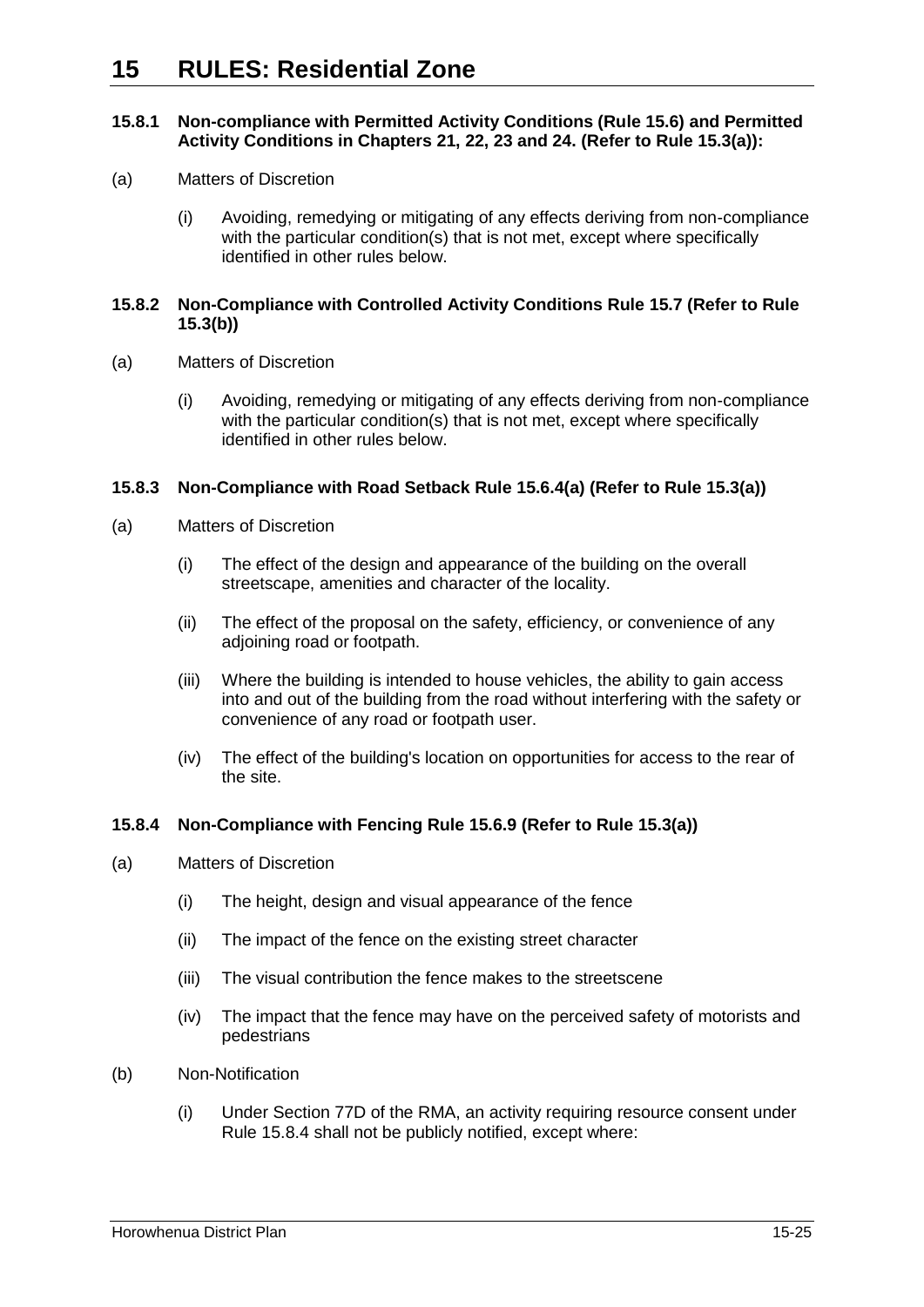# 15 RULES: Residential Zone

### 15.8.1 Non-compliance with Permitted Activity Conditions (Rule 15.6) and Permitted Activity Conditions in Chapters 21, 22, 23 and 24. (Refer to Rule 15.3(a)):

(a) Matters of Discretion

(i) Avoiding, remedying or mitigating of any effects deriving from non-compliance with the particular condition(s) that is not met, except where specifically identified in other rules below.

### 15.8.2 Non-Compliance with Controlled Activity Conditions Rule 15.7 (Refer to Rule 15.3(b))

(a) Matters of Discretion

(i) Avoiding, remedying or mitigating of any effects deriving from non-compliance with the particular condition(s) that is not met, except where specifically identified in other rules below.

### 15.8.3 Non-Compliance with Road Setback Rule 15.6.4(a) (Refer to Rule 15.3(a))

(a) Matters of Discretion

(i) The effect of the design and appearance of the building on the overall streetscape, amenities and character of the locality.

(ii) The effect of the proposal on the safety, efficiency, or convenience of any adjoining road or footpath.

(iii) Where the building is intended to house vehicles, the ability to gain access into and out of the building from the road without interfering with the safety or convenience of any road or footpath user.

(iv) The effect of the building's location on opportunities for access to the rear of the site.

### 15.8.4 Non-Compliance with Fencing Rule 15.6.9 (Refer to Rule 15.3(a))

(a) Matters of Discretion

(i) The height, design and visual appearance of the fence

(ii) The impact of the fence on the existing street character

(iii) The visual contribution the fence makes to the streetscene

(iv) The impact that the fence may have on the perceived safety of motorists and pedestrians

(b) Non-Notification

(i) Under Section 77D of the RMA, an activity requiring resource consent under Rule 15.8.4 shall not be publicly notified, except where: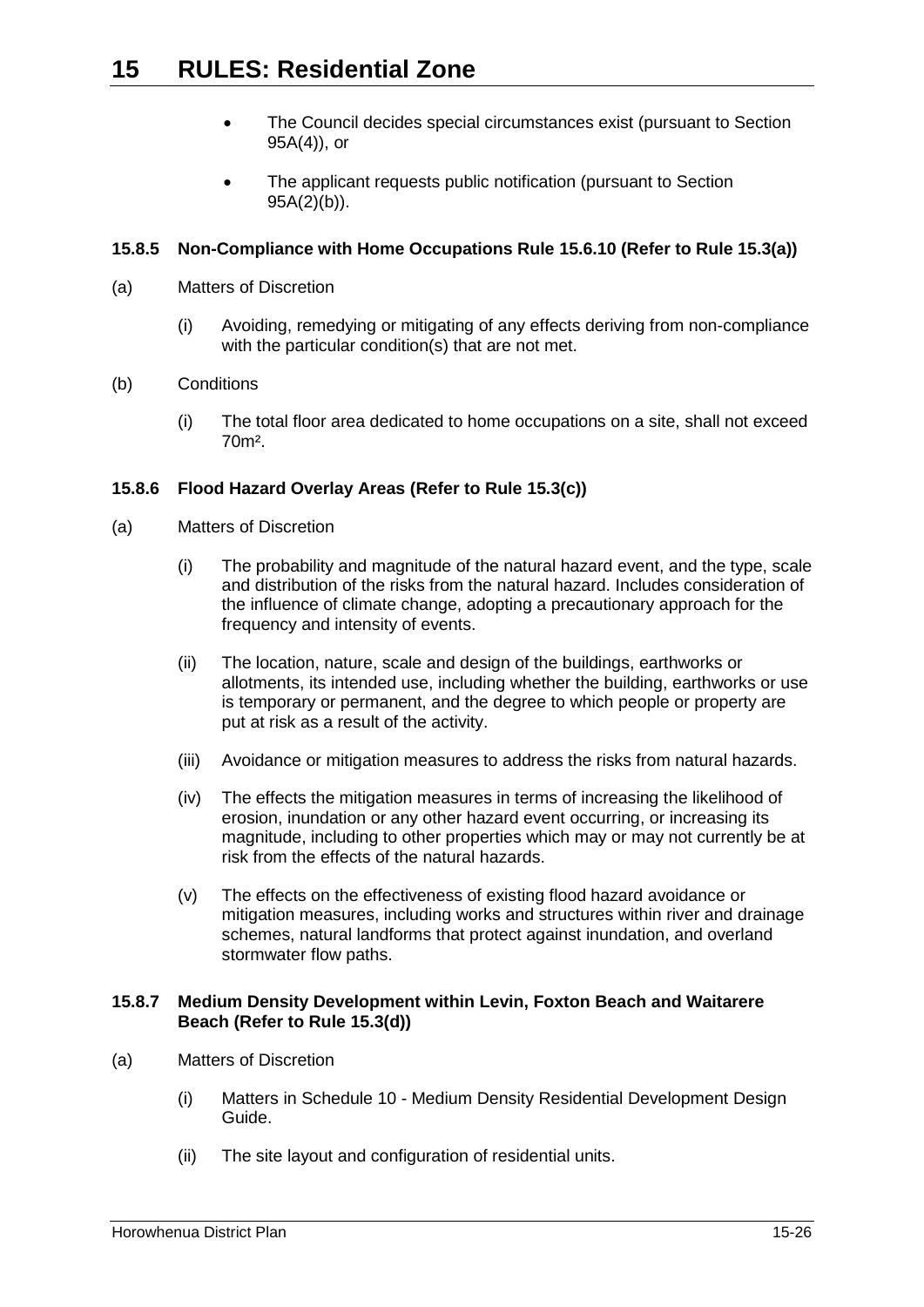- The Council decides special circumstances exist (pursuant to Section 95A(4)), or
- The applicant requests public notification (pursuant to Section 95A(2)(b)).

### 15.8.5 Non-Compliance with Home Occupations Rule 15.6.10 (Refer to Rule 15.3(a))

(a) Matters of Discretion

(i) Avoiding, remedying or mitigating of any effects deriving from non-compliance with the particular condition(s) that are not met.

(b) Conditions

(i) The total floor area dedicated to home occupations on a site, shall not exceed 70m².

### 15.8.6 Flood Hazard Overlay Areas (Refer to Rule 15.3(c))

(a) Matters of Discretion

(i) The probability and magnitude of the natural hazard event, and the type, scale and distribution of the risks from the natural hazard. Includes consideration of the influence of climate change, adopting a precautionary approach for the frequency and intensity of events.

(ii) The location, nature, scale and design of the buildings, earthworks or allotments, its intended use, including whether the building, earthworks or use is temporary or permanent, and the degree to which people or property are put at risk as a result of the activity.

(iii) Avoidance or mitigation measures to address the risks from natural hazards.

(iv) The effects the mitigation measures in terms of increasing the likelihood of erosion, inundation or any other hazard event occurring, or increasing its magnitude, including to other properties which may or may not currently be at risk from the effects of the natural hazards.

(v) The effects on the effectiveness of existing flood hazard avoidance or mitigation measures, including works and structures within river and drainage schemes, natural landforms that protect against inundation, and overland stormwater flow paths.

### 15.8.7 Medium Density Development within Levin, Foxton Beach and Waitarere Beach (Refer to Rule 15.3(d))

(a) Matters of Discretion

(i) Matters in Schedule 10 - Medium Density Residential Development Design Guide.

(ii) The site layout and configuration of residential units.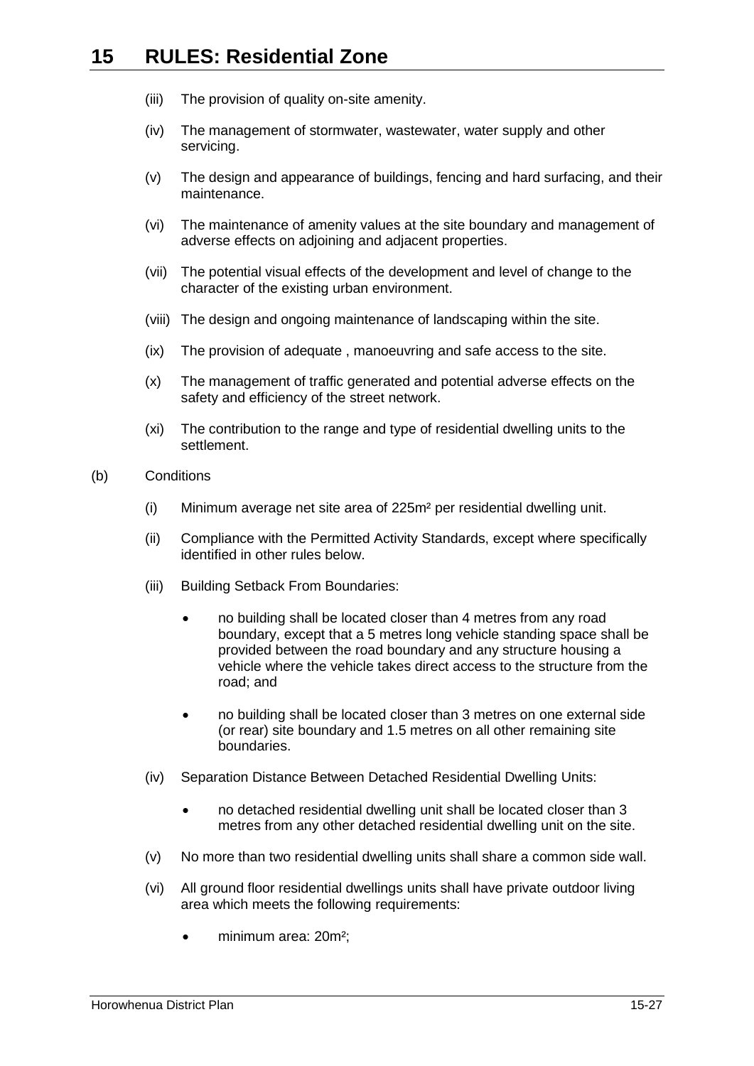(iii) The provision of quality on-site amenity.

(iv) The management of stormwater, wastewater, water supply and other servicing.

(v) The design and appearance of buildings, fencing and hard surfacing, and their maintenance.

(vi) The maintenance of amenity values at the site boundary and management of adverse effects on adjoining and adjacent properties.

(vii) The potential visual effects of the development and level of change to the character of the existing urban environment.

(viii) The design and ongoing maintenance of landscaping within the site.

(ix) The provision of adequate , manoeuvring and safe access to the site.

(x) The management of traffic generated and potential adverse effects on the safety and efficiency of the street network.

(xi) The contribution to the range and type of residential dwelling units to the settlement.

(b) Conditions

(i) Minimum average net site area of 225m² per residential dwelling unit.

(ii) Compliance with the Permitted Activity Standards, except where specifically identified in other rules below.

(iii) Building Setback From Boundaries:

- no building shall be located closer than 4 metres from any road boundary, except that a 5 metres long vehicle standing space shall be provided between the road boundary and any structure housing a vehicle where the vehicle takes direct access to the structure from the road; and
- no building shall be located closer than 3 metres on one external side (or rear) site boundary and 1.5 metres on all other remaining site boundaries.

(iv) Separation Distance Between Detached Residential Dwelling Units:

- no detached residential dwelling unit shall be located closer than 3 metres from any other detached residential dwelling unit on the site.

(v) No more than two residential dwelling units shall share a common side wall.

(vi) All ground floor residential dwellings units shall have private outdoor living area which meets the following requirements:

- minimum area: 20m²;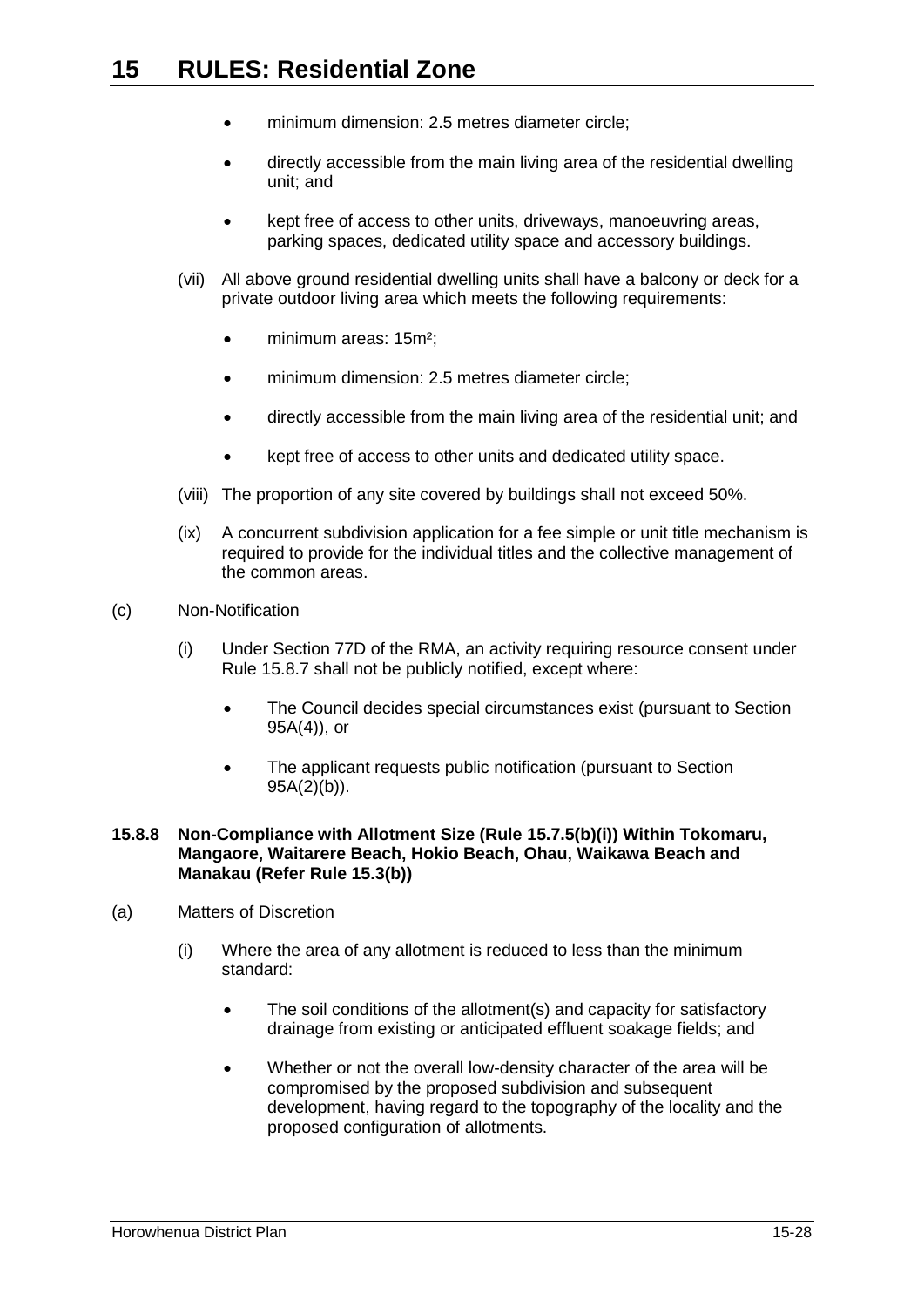- minimum dimension: 2.5 metres diameter circle;
- directly accessible from the main living area of the residential dwelling unit; and
- kept free of access to other units, driveways, manoeuvring areas, parking spaces, dedicated utility space and accessory buildings.

(vii) All above ground residential dwelling units shall have a balcony or deck for a private outdoor living area which meets the following requirements:

- minimum areas: 15m²;
- minimum dimension: 2.5 metres diameter circle;
- directly accessible from the main living area of the residential unit; and
- kept free of access to other units and dedicated utility space.

(viii) The proportion of any site covered by buildings shall not exceed 50%.

(ix) A concurrent subdivision application for a fee simple or unit title mechanism is required to provide for the individual titles and the collective management of the common areas.

(c) Non-Notification

(i) Under Section 77D of the RMA, an activity requiring resource consent under Rule 15.8.7 shall not be publicly notified, except where:

- The Council decides special circumstances exist (pursuant to Section 95A(4)), or
- The applicant requests public notification (pursuant to Section 95A(2)(b)).

**15.8.8 Non-Compliance with Allotment Size (Rule 15.7.5(b)(i)) Within Tokomaru, Mangaore, Waitarere Beach, Hokio Beach, Ohau, Waikawa Beach and Manakau (Refer Rule 15.3(b))**

(a) Matters of Discretion

(i) Where the area of any allotment is reduced to less than the minimum standard:

- The soil conditions of the allotment(s) and capacity for satisfactory drainage from existing or anticipated effluent soakage fields; and
- Whether or not the overall low-density character of the area will be compromised by the proposed subdivision and subsequent development, having regard to the topography of the locality and the proposed configuration of allotments.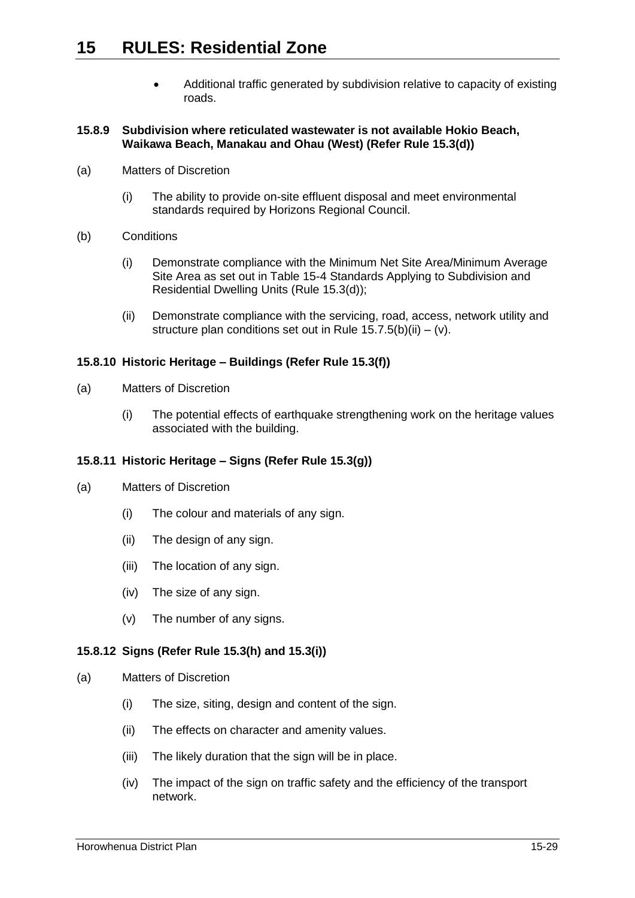- Additional traffic generated by subdivision relative to capacity of existing roads.

### 15.8.9 Subdivision where reticulated wastewater is not available Hokio Beach, Waikawa Beach, Manakau and Ohau (West) (Refer Rule 15.3(d))

(a) Matters of Discretion

(i) The ability to provide on-site effluent disposal and meet environmental standards required by Horizons Regional Council.

(b) Conditions

(i) Demonstrate compliance with the Minimum Net Site Area/Minimum Average Site Area as set out in Table 15-4 Standards Applying to Subdivision and Residential Dwelling Units (Rule 15.3(d));

(ii) Demonstrate compliance with the servicing, road, access, network utility and structure plan conditions set out in Rule 15.7.5(b)(ii) – (v).

### 15.8.10 Historic Heritage – Buildings (Refer Rule 15.3(f))

(a) Matters of Discretion

(i) The potential effects of earthquake strengthening work on the heritage values associated with the building.

### 15.8.11 Historic Heritage – Signs (Refer Rule 15.3(g))

(a) Matters of Discretion

(i) The colour and materials of any sign.

(ii) The design of any sign.

(iii) The location of any sign.

(iv) The size of any sign.

(v) The number of any signs.

### 15.8.12 Signs (Refer Rule 15.3(h) and 15.3(i))

(a) Matters of Discretion

(i) The size, siting, design and content of the sign.

(ii) The effects on character and amenity values.

(iii) The likely duration that the sign will be in place.

(iv) The impact of the sign on traffic safety and the efficiency of the transport network.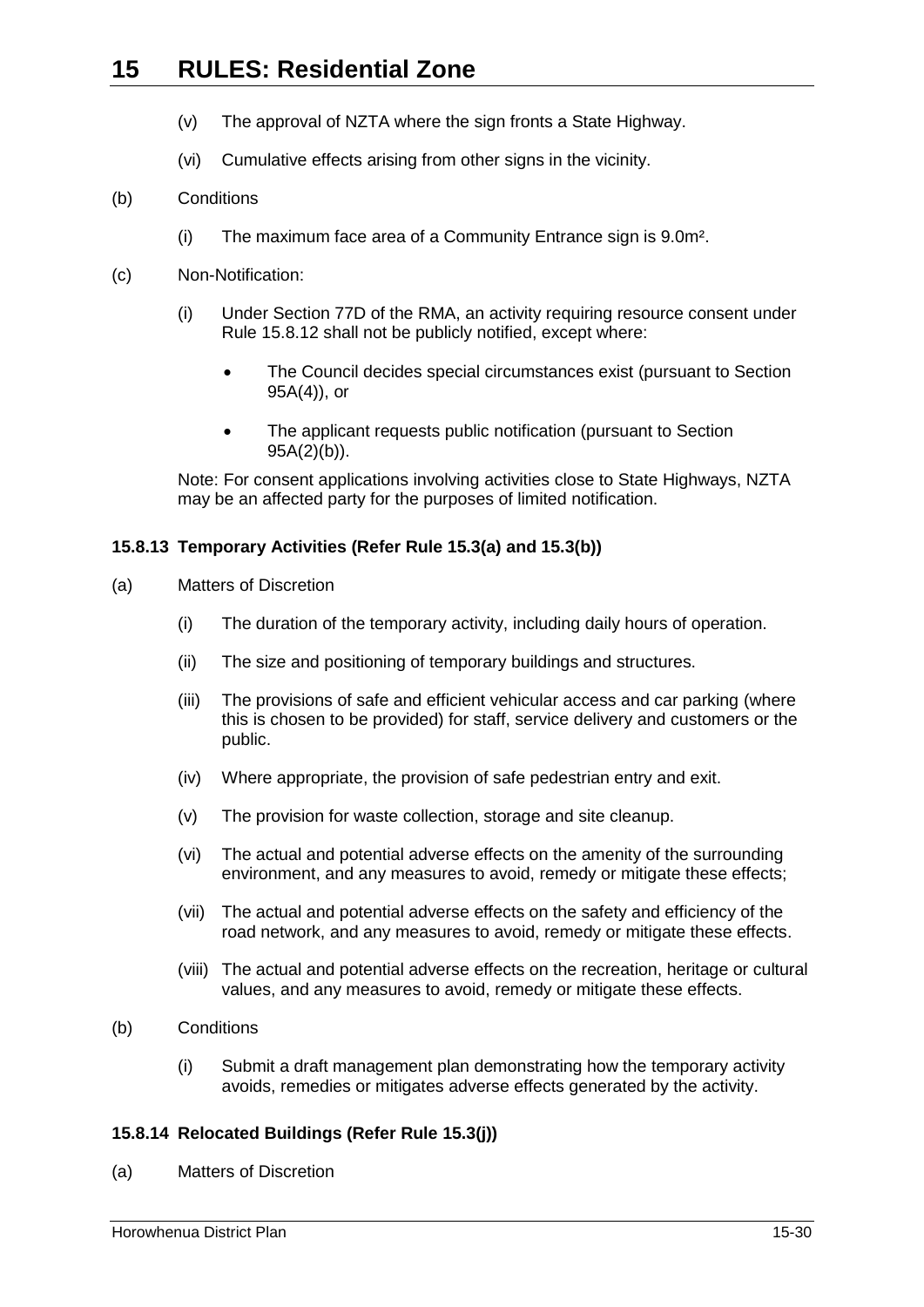(v) The approval of NZTA where the sign fronts a State Highway.

(vi) Cumulative effects arising from other signs in the vicinity.

(b) Conditions

(i) The maximum face area of a Community Entrance sign is 9.0m².

(c) Non-Notification:

(i) Under Section 77D of the RMA, an activity requiring resource consent under Rule 15.8.12 shall not be publicly notified, except where:

- The Council decides special circumstances exist (pursuant to Section 95A(4)), or
- The applicant requests public notification (pursuant to Section 95A(2)(b)).

Note: For consent applications involving activities close to State Highways, NZTA may be an affected party for the purposes of limited notification.

### 15.8.13 Temporary Activities (Refer Rule 15.3(a) and 15.3(b))

(a) Matters of Discretion

(i) The duration of the temporary activity, including daily hours of operation.

(ii) The size and positioning of temporary buildings and structures.

(iii) The provisions of safe and efficient vehicular access and car parking (where this is chosen to be provided) for staff, service delivery and customers or the public.

(iv) Where appropriate, the provision of safe pedestrian entry and exit.

(v) The provision for waste collection, storage and site cleanup.

(vi) The actual and potential adverse effects on the amenity of the surrounding environment, and any measures to avoid, remedy or mitigate these effects;

(vii) The actual and potential adverse effects on the safety and efficiency of the road network, and any measures to avoid, remedy or mitigate these effects.

(viii) The actual and potential adverse effects on the recreation, heritage or cultural values, and any measures to avoid, remedy or mitigate these effects.

(b) Conditions

(i) Submit a draft management plan demonstrating how the temporary activity avoids, remedies or mitigates adverse effects generated by the activity.

### 15.8.14 Relocated Buildings (Refer Rule 15.3(j))

(a) Matters of Discretion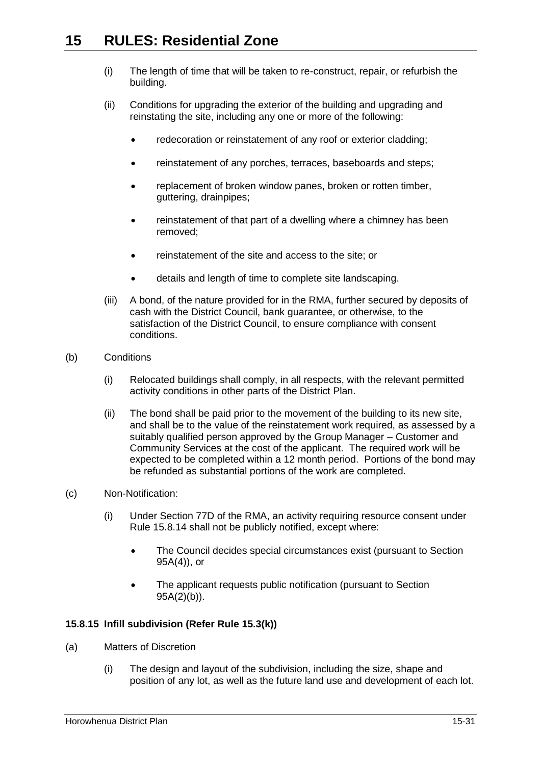(i) The length of time that will be taken to re-construct, repair, or refurbish the building.

(ii) Conditions for upgrading the exterior of the building and upgrading and reinstating the site, including any one or more of the following:

- redecoration or reinstatement of any roof or exterior cladding;
- reinstatement of any porches, terraces, baseboards and steps;
- replacement of broken window panes, broken or rotten timber, guttering, drainpipes;
- reinstatement of that part of a dwelling where a chimney has been removed;
- reinstatement of the site and access to the site; or
- details and length of time to complete site landscaping.

(iii) A bond, of the nature provided for in the RMA, further secured by deposits of cash with the District Council, bank guarantee, or otherwise, to the satisfaction of the District Council, to ensure compliance with consent conditions.

(b) Conditions

(i) Relocated buildings shall comply, in all respects, with the relevant permitted activity conditions in other parts of the District Plan.

(ii) The bond shall be paid prior to the movement of the building to its new site, and shall be to the value of the reinstatement work required, as assessed by a suitably qualified person approved by the Group Manager – Customer and Community Services at the cost of the applicant. The required work will be expected to be completed within a 12 month period. Portions of the bond may be refunded as substantial portions of the work are completed.

(c) Non-Notification:

(i) Under Section 77D of the RMA, an activity requiring resource consent under Rule 15.8.14 shall not be publicly notified, except where:

- The Council decides special circumstances exist (pursuant to Section 95A(4)), or
- The applicant requests public notification (pursuant to Section 95A(2)(b)).

### 15.8.15 Infill subdivision (Refer Rule 15.3(k))

(a) Matters of Discretion

(i) The design and layout of the subdivision, including the size, shape and position of any lot, as well as the future land use and development of each lot.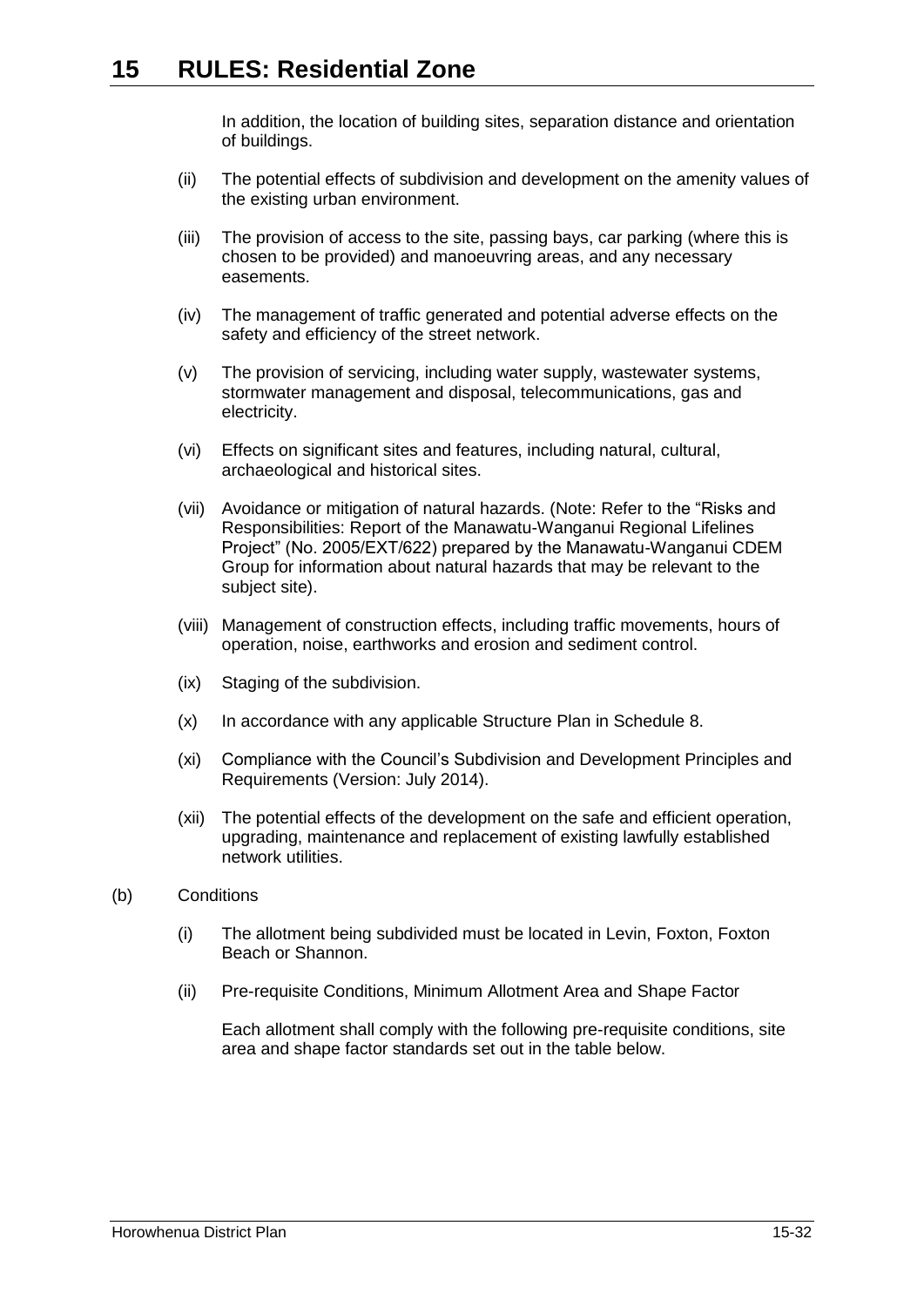In addition, the location of building sites, separation distance and orientation of buildings.

(ii) The potential effects of subdivision and development on the amenity values of the existing urban environment.

(iii) The provision of access to the site, passing bays, car parking (where this is chosen to be provided) and manoeuvring areas, and any necessary easements.

(iv) The management of traffic generated and potential adverse effects on the safety and efficiency of the street network.

(v) The provision of servicing, including water supply, wastewater systems, stormwater management and disposal, telecommunications, gas and electricity.

(vi) Effects on significant sites and features, including natural, cultural, archaeological and historical sites.

(vii) Avoidance or mitigation of natural hazards. (Note: Refer to the "Risks and Responsibilities: Report of the Manawatu-Wanganui Regional Lifelines Project" (No. 2005/EXT/622) prepared by the Manawatu-Wanganui CDEM Group for information about natural hazards that may be relevant to the subject site).

(viii) Management of construction effects, including traffic movements, hours of operation, noise, earthworks and erosion and sediment control.

(ix) Staging of the subdivision.

(x) In accordance with any applicable Structure Plan in Schedule 8.

(xi) Compliance with the Council's Subdivision and Development Principles and Requirements (Version: July 2014).

(xii) The potential effects of the development on the safe and efficient operation, upgrading, maintenance and replacement of existing lawfully established network utilities.

(b) Conditions

(i) The allotment being subdivided must be located in Levin, Foxton, Foxton Beach or Shannon.

(ii) Pre-requisite Conditions, Minimum Allotment Area and Shape Factor

Each allotment shall comply with the following pre-requisite conditions, site area and shape factor standards set out in the table below.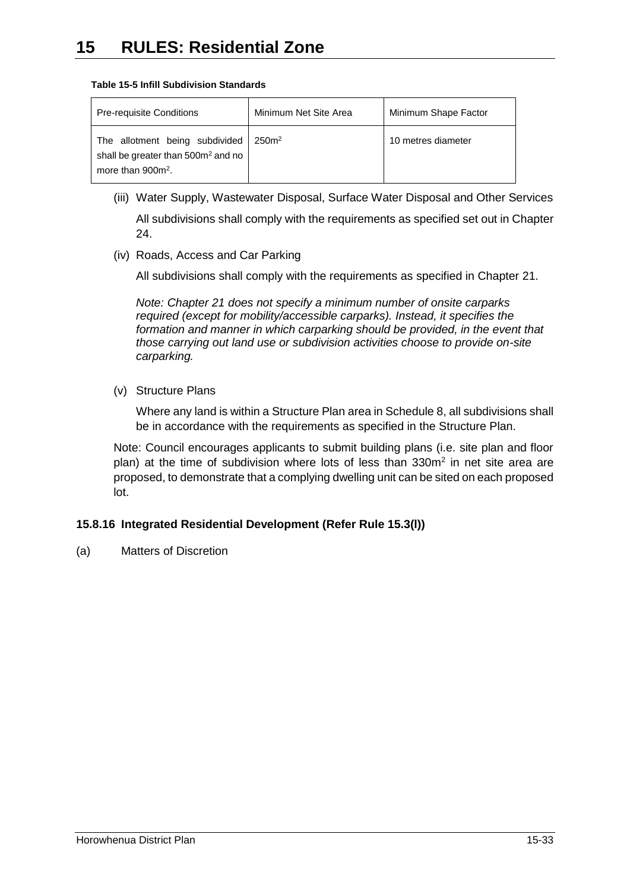**Table 15-5 Infill Subdivision Standards**

| Pre-requisite Conditions | Minimum Net Site Area | Minimum Shape Factor |
|---|---|---|
| The allotment being subdivided shall be greater than 500m$^2$ and no more than 900m$^2$. | 250m$^2$ | 10 metres diameter |

(iii) Water Supply, Wastewater Disposal, Surface Water Disposal and Other Services

All subdivisions shall comply with the requirements as specified set out in Chapter 24.

(iv) Roads, Access and Car Parking

All subdivisions shall comply with the requirements as specified in Chapter 21.

*Note: Chapter 21 does not specify a minimum number of onsite carparks required (except for mobility/accessible carparks). Instead, it specifies the formation and manner in which carparking should be provided, in the event that those carrying out land use or subdivision activities choose to provide on-site carparking.*

(v) Structure Plans

Where any land is within a Structure Plan area in Schedule 8, all subdivisions shall be in accordance with the requirements as specified in the Structure Plan.

Note: Council encourages applicants to submit building plans (i.e. site plan and floor plan) at the time of subdivision where lots of less than 330m$^2$ in net site area are proposed, to demonstrate that a complying dwelling unit can be sited on each proposed lot.

### 15.8.16 Integrated Residential Development (Refer Rule 15.3(l))

(a) Matters of Discretion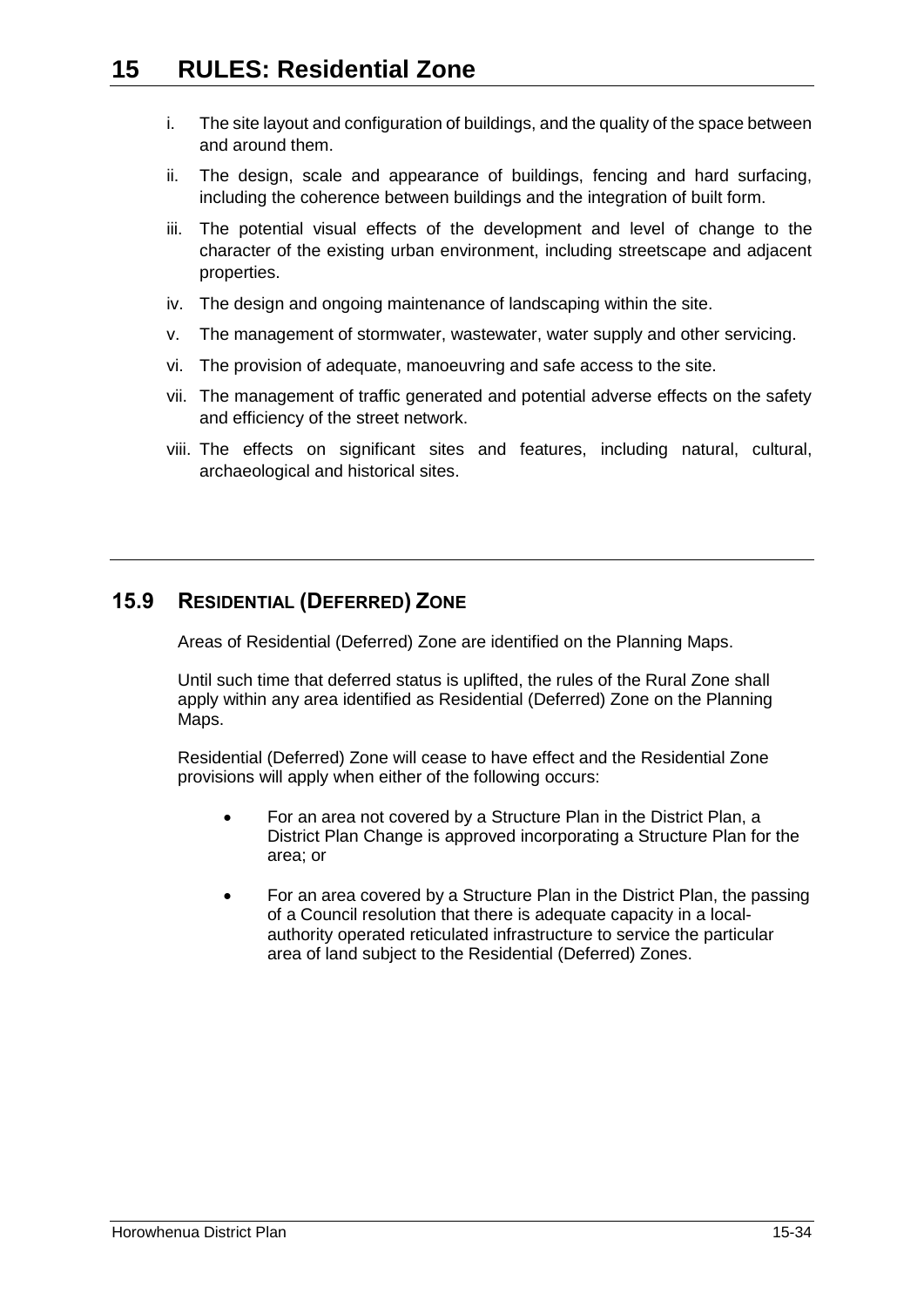i. The site layout and configuration of buildings, and the quality of the space between and around them.

ii. The design, scale and appearance of buildings, fencing and hard surfacing, including the coherence between buildings and the integration of built form.

iii. The potential visual effects of the development and level of change to the character of the existing urban environment, including streetscape and adjacent properties.

iv. The design and ongoing maintenance of landscaping within the site.

v. The management of stormwater, wastewater, water supply and other servicing.

vi. The provision of adequate, manoeuvring and safe access to the site.

vii. The management of traffic generated and potential adverse effects on the safety and efficiency of the street network.

viii. The effects on significant sites and features, including natural, cultural, archaeological and historical sites.

## 15.9 RESIDENTIAL (DEFERRED) ZONE

Areas of Residential (Deferred) Zone are identified on the Planning Maps.

Until such time that deferred status is uplifted, the rules of the Rural Zone shall apply within any area identified as Residential (Deferred) Zone on the Planning Maps.

Residential (Deferred) Zone will cease to have effect and the Residential Zone provisions will apply when either of the following occurs:

- For an area not covered by a Structure Plan in the District Plan, a District Plan Change is approved incorporating a Structure Plan for the area; or

- For an area covered by a Structure Plan in the District Plan, the passing of a Council resolution that there is adequate capacity in a local-authority operated reticulated infrastructure to service the particular area of land subject to the Residential (Deferred) Zones.